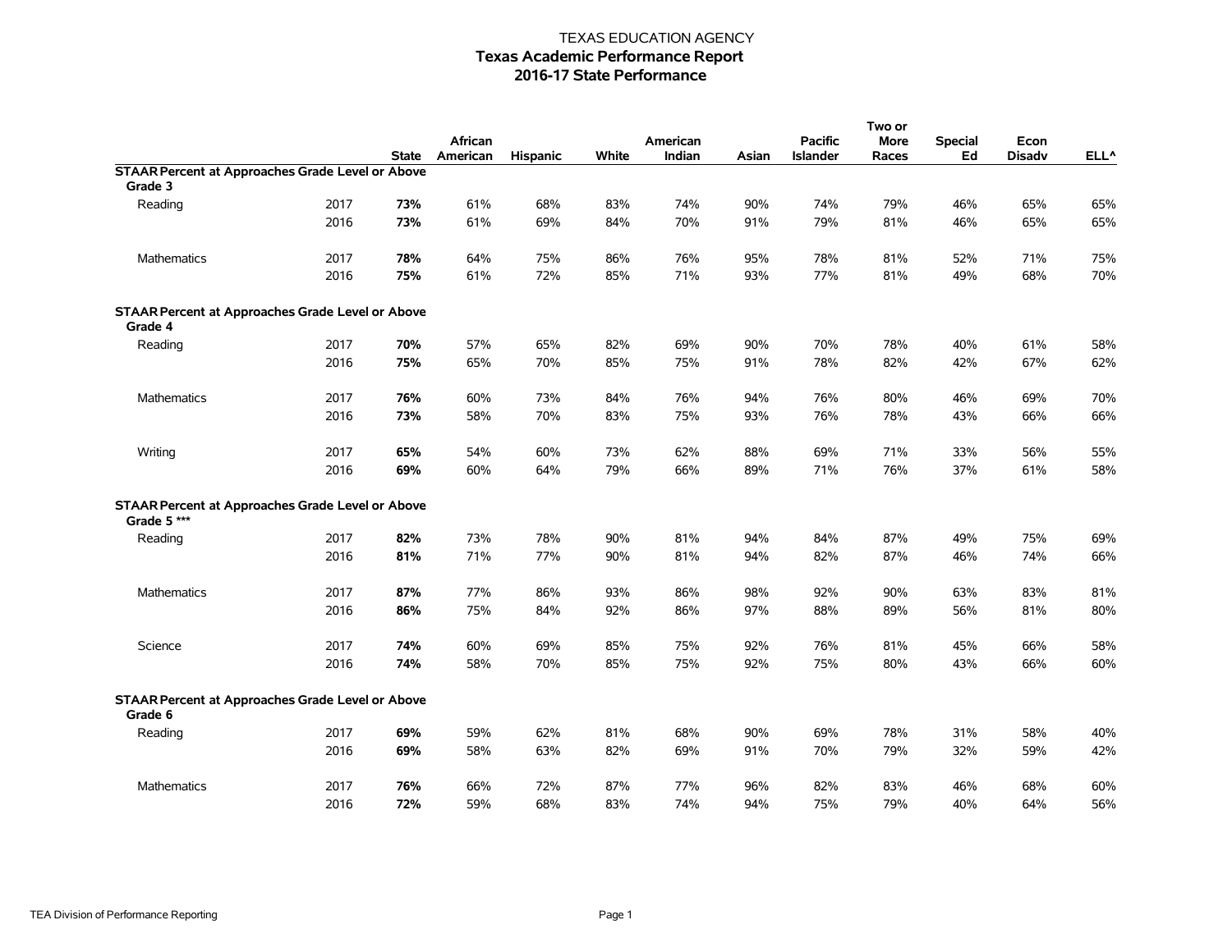TEXAS EDUCATION AGENCY

# Texas Academic Performance Report

## 2016-17 State Performance

| | | State | African American | Hispanic | White | American Indian | Asian | Pacific Islander | Two or More Races | Special Ed | Econ Disadv | ELL^ |
|---|---|---|---|---|---|---|---|---|---|---|---|---|
| **STAAR Percent at Approaches Grade Level or Above** | | | | | | | | | | | | |
| **Grade 3** | | | | | | | | | | | | |
| Reading | 2017 | **73%** | 61% | 68% | 83% | 74% | 90% | 74% | 79% | 46% | 65% | 65% |
| | 2016 | **73%** | 61% | 69% | 84% | 70% | 91% | 79% | 81% | 46% | 65% | 65% |
| Mathematics | 2017 | **78%** | 64% | 75% | 86% | 76% | 95% | 78% | 81% | 52% | 71% | 75% |
| | 2016 | **75%** | 61% | 72% | 85% | 71% | 93% | 77% | 81% | 49% | 68% | 70% |
| **STAAR Percent at Approaches Grade Level or Above** | | | | | | | | | | | | |
| **Grade 4** | | | | | | | | | | | | |
| Reading | 2017 | **70%** | 57% | 65% | 82% | 69% | 90% | 70% | 78% | 40% | 61% | 58% |
| | 2016 | **75%** | 65% | 70% | 85% | 75% | 91% | 78% | 82% | 42% | 67% | 62% |
| Mathematics | 2017 | **76%** | 60% | 73% | 84% | 76% | 94% | 76% | 80% | 46% | 69% | 70% |
| | 2016 | **73%** | 58% | 70% | 83% | 75% | 93% | 76% | 78% | 43% | 66% | 66% |
| Writing | 2017 | **65%** | 54% | 60% | 73% | 62% | 88% | 69% | 71% | 33% | 56% | 55% |
| | 2016 | **69%** | 60% | 64% | 79% | 66% | 89% | 71% | 76% | 37% | 61% | 58% |
| **STAAR Percent at Approaches Grade Level or Above** | | | | | | | | | | | | |
| **Grade 5 *** ** | | | | | | | | | | | | |
| Reading | 2017 | **82%** | 73% | 78% | 90% | 81% | 94% | 84% | 87% | 49% | 75% | 69% |
| | 2016 | **81%** | 71% | 77% | 90% | 81% | 94% | 82% | 87% | 46% | 74% | 66% |
| Mathematics | 2017 | **87%** | 77% | 86% | 93% | 86% | 98% | 92% | 90% | 63% | 83% | 81% |
| | 2016 | **86%** | 75% | 84% | 92% | 86% | 97% | 88% | 89% | 56% | 81% | 80% |
| Science | 2017 | **74%** | 60% | 69% | 85% | 75% | 92% | 76% | 81% | 45% | 66% | 58% |
| | 2016 | **74%** | 58% | 70% | 85% | 75% | 92% | 75% | 80% | 43% | 66% | 60% |
| **STAAR Percent at Approaches Grade Level or Above** | | | | | | | | | | | | |
| **Grade 6** | | | | | | | | | | | | |
| Reading | 2017 | **69%** | 59% | 62% | 81% | 68% | 90% | 69% | 78% | 31% | 58% | 40% |
| | 2016 | **69%** | 58% | 63% | 82% | 69% | 91% | 70% | 79% | 32% | 59% | 42% |
| Mathematics | 2017 | **76%** | 66% | 72% | 87% | 77% | 96% | 82% | 83% | 46% | 68% | 60% |
| | 2016 | **72%** | 59% | 68% | 83% | 74% | 94% | 75% | 79% | 40% | 64% | 56% |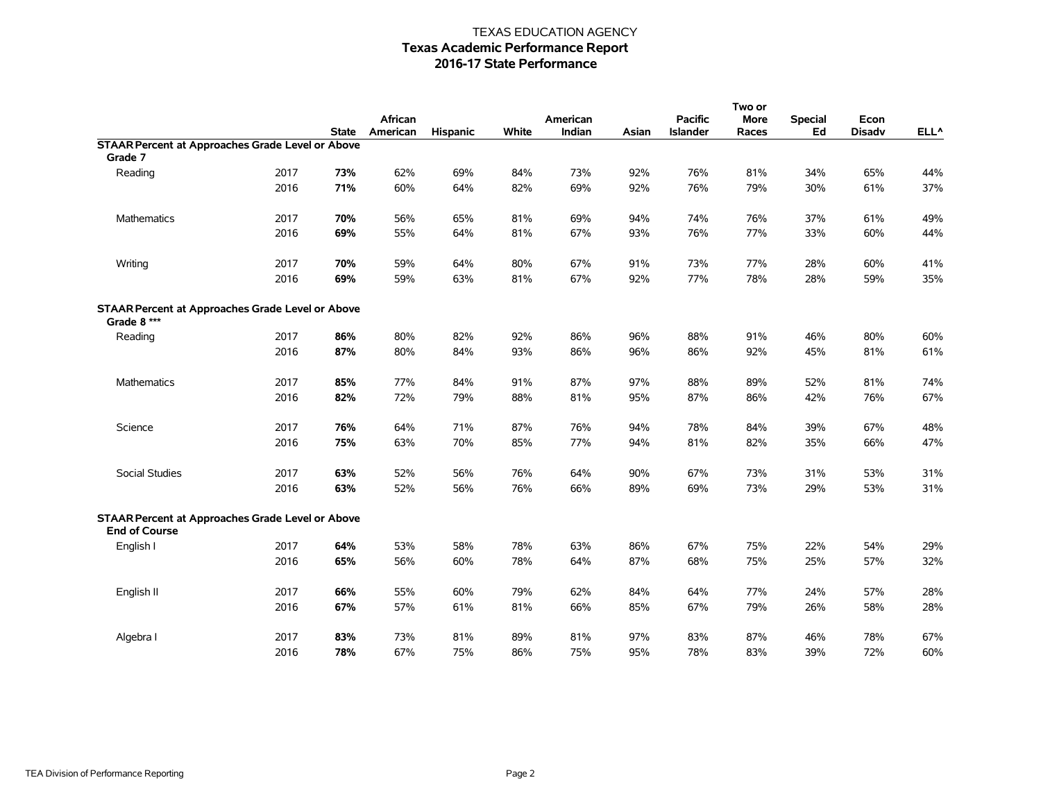TEXAS EDUCATION AGENCY

# Texas Academic Performance Report

## 2016-17 State Performance

| | | State | African American | Hispanic | White | American Indian | Asian | Pacific Islander | Two or More Races | Special Ed | Econ Disadv | ELL^ |
|---|---|---|---|---|---|---|---|---|---|---|---|---|
| **STAAR Percent at Approaches Grade Level or Above** | | | | | | | | | | | | |
| **Grade 7** | | | | | | | | | | | | |
| Reading | 2017 | **73%** | 62% | 69% | 84% | 73% | 92% | 76% | 81% | 34% | 65% | 44% |
| | 2016 | **71%** | 60% | 64% | 82% | 69% | 92% | 76% | 79% | 30% | 61% | 37% |
| Mathematics | 2017 | **70%** | 56% | 65% | 81% | 69% | 94% | 74% | 76% | 37% | 61% | 49% |
| | 2016 | **69%** | 55% | 64% | 81% | 67% | 93% | 76% | 77% | 33% | 60% | 44% |
| Writing | 2017 | **70%** | 59% | 64% | 80% | 67% | 91% | 73% | 77% | 28% | 60% | 41% |
| | 2016 | **69%** | 59% | 63% | 81% | 67% | 92% | 77% | 78% | 28% | 59% | 35% |
| **STAAR Percent at Approaches Grade Level or Above** | | | | | | | | | | | | |
| **Grade 8 \*\*\*** | | | | | | | | | | | | |
| Reading | 2017 | **86%** | 80% | 82% | 92% | 86% | 96% | 88% | 91% | 46% | 80% | 60% |
| | 2016 | **87%** | 80% | 84% | 93% | 86% | 96% | 86% | 92% | 45% | 81% | 61% |
| Mathematics | 2017 | **85%** | 77% | 84% | 91% | 87% | 97% | 88% | 89% | 52% | 81% | 74% |
| | 2016 | **82%** | 72% | 79% | 88% | 81% | 95% | 87% | 86% | 42% | 76% | 67% |
| Science | 2017 | **76%** | 64% | 71% | 87% | 76% | 94% | 78% | 84% | 39% | 67% | 48% |
| | 2016 | **75%** | 63% | 70% | 85% | 77% | 94% | 81% | 82% | 35% | 66% | 47% |
| Social Studies | 2017 | **63%** | 52% | 56% | 76% | 64% | 90% | 67% | 73% | 31% | 53% | 31% |
| | 2016 | **63%** | 52% | 56% | 76% | 66% | 89% | 69% | 73% | 29% | 53% | 31% |
| **STAAR Percent at Approaches Grade Level or Above** | | | | | | | | | | | | |
| **End of Course** | | | | | | | | | | | | |
| English I | 2017 | **64%** | 53% | 58% | 78% | 63% | 86% | 67% | 75% | 22% | 54% | 29% |
| | 2016 | **65%** | 56% | 60% | 78% | 64% | 87% | 68% | 75% | 25% | 57% | 32% |
| English II | 2017 | **66%** | 55% | 60% | 79% | 62% | 84% | 64% | 77% | 24% | 57% | 28% |
| | 2016 | **67%** | 57% | 61% | 81% | 66% | 85% | 67% | 79% | 26% | 58% | 28% |
| Algebra I | 2017 | **83%** | 73% | 81% | 89% | 81% | 97% | 83% | 87% | 46% | 78% | 67% |
| | 2016 | **78%** | 67% | 75% | 86% | 75% | 95% | 78% | 83% | 39% | 72% | 60% |

TEA Division of Performance Reporting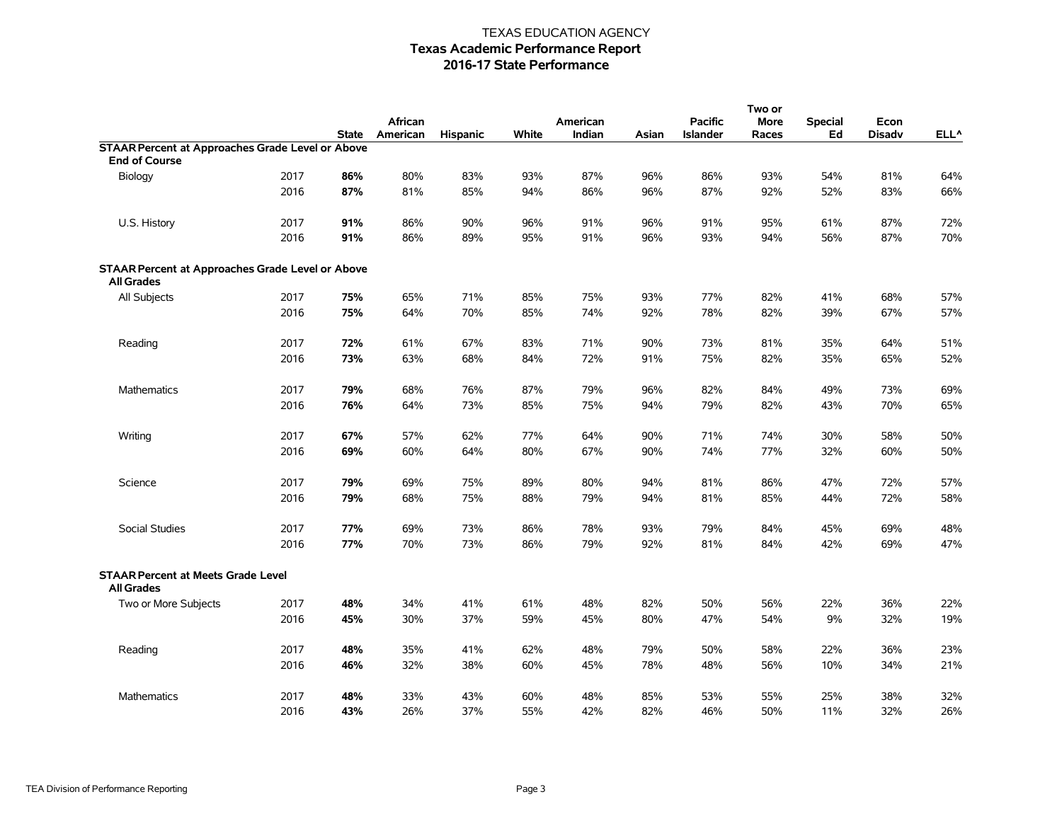TEXAS EDUCATION AGENCY

# Texas Academic Performance Report

## 2016-17 State Performance

| | | State | African American | Hispanic | White | American Indian | Asian | Pacific Islander | Two or More Races | Special Ed | Econ Disadv | ELL^ |
|---|---|---|---|---|---|---|---|---|---|---|---|---|
| **STAAR Percent at Approaches Grade Level or Above** | | | | | | | | | | | | |
| **End of Course** | | | | | | | | | | | | |
| Biology | 2017 | **86%** | 80% | 83% | 93% | 87% | 96% | 86% | 93% | 54% | 81% | 64% |
| | 2016 | **87%** | 81% | 85% | 94% | 86% | 96% | 87% | 92% | 52% | 83% | 66% |
| U.S. History | 2017 | **91%** | 86% | 90% | 96% | 91% | 96% | 91% | 95% | 61% | 87% | 72% |
| | 2016 | **91%** | 86% | 89% | 95% | 91% | 96% | 93% | 94% | 56% | 87% | 70% |
| **STAAR Percent at Approaches Grade Level or Above** | | | | | | | | | | | | |
| **All Grades** | | | | | | | | | | | | |
| All Subjects | 2017 | **75%** | 65% | 71% | 85% | 75% | 93% | 77% | 82% | 41% | 68% | 57% |
| | 2016 | **75%** | 64% | 70% | 85% | 74% | 92% | 78% | 82% | 39% | 67% | 57% |
| Reading | 2017 | **72%** | 61% | 67% | 83% | 71% | 90% | 73% | 81% | 35% | 64% | 51% |
| | 2016 | **73%** | 63% | 68% | 84% | 72% | 91% | 75% | 82% | 35% | 65% | 52% |
| Mathematics | 2017 | **79%** | 68% | 76% | 87% | 79% | 96% | 82% | 84% | 49% | 73% | 69% |
| | 2016 | **76%** | 64% | 73% | 85% | 75% | 94% | 79% | 82% | 43% | 70% | 65% |
| Writing | 2017 | **67%** | 57% | 62% | 77% | 64% | 90% | 71% | 74% | 30% | 58% | 50% |
| | 2016 | **69%** | 60% | 64% | 80% | 67% | 90% | 74% | 77% | 32% | 60% | 50% |
| Science | 2017 | **79%** | 69% | 75% | 89% | 80% | 94% | 81% | 86% | 47% | 72% | 57% |
| | 2016 | **79%** | 68% | 75% | 88% | 79% | 94% | 81% | 85% | 44% | 72% | 58% |
| Social Studies | 2017 | **77%** | 69% | 73% | 86% | 78% | 93% | 79% | 84% | 45% | 69% | 48% |
| | 2016 | **77%** | 70% | 73% | 86% | 79% | 92% | 81% | 84% | 42% | 69% | 47% |
| **STAAR Percent at Meets Grade Level** | | | | | | | | | | | | |
| **All Grades** | | | | | | | | | | | | |
| Two or More Subjects | 2017 | **48%** | 34% | 41% | 61% | 48% | 82% | 50% | 56% | 22% | 36% | 22% |
| | 2016 | **45%** | 30% | 37% | 59% | 45% | 80% | 47% | 54% | 9% | 32% | 19% |
| Reading | 2017 | **48%** | 35% | 41% | 62% | 48% | 79% | 50% | 58% | 22% | 36% | 23% |
| | 2016 | **46%** | 32% | 38% | 60% | 45% | 78% | 48% | 56% | 10% | 34% | 21% |
| Mathematics | 2017 | **48%** | 33% | 43% | 60% | 48% | 85% | 53% | 55% | 25% | 38% | 32% |
| | 2016 | **43%** | 26% | 37% | 55% | 42% | 82% | 46% | 50% | 11% | 32% | 26% |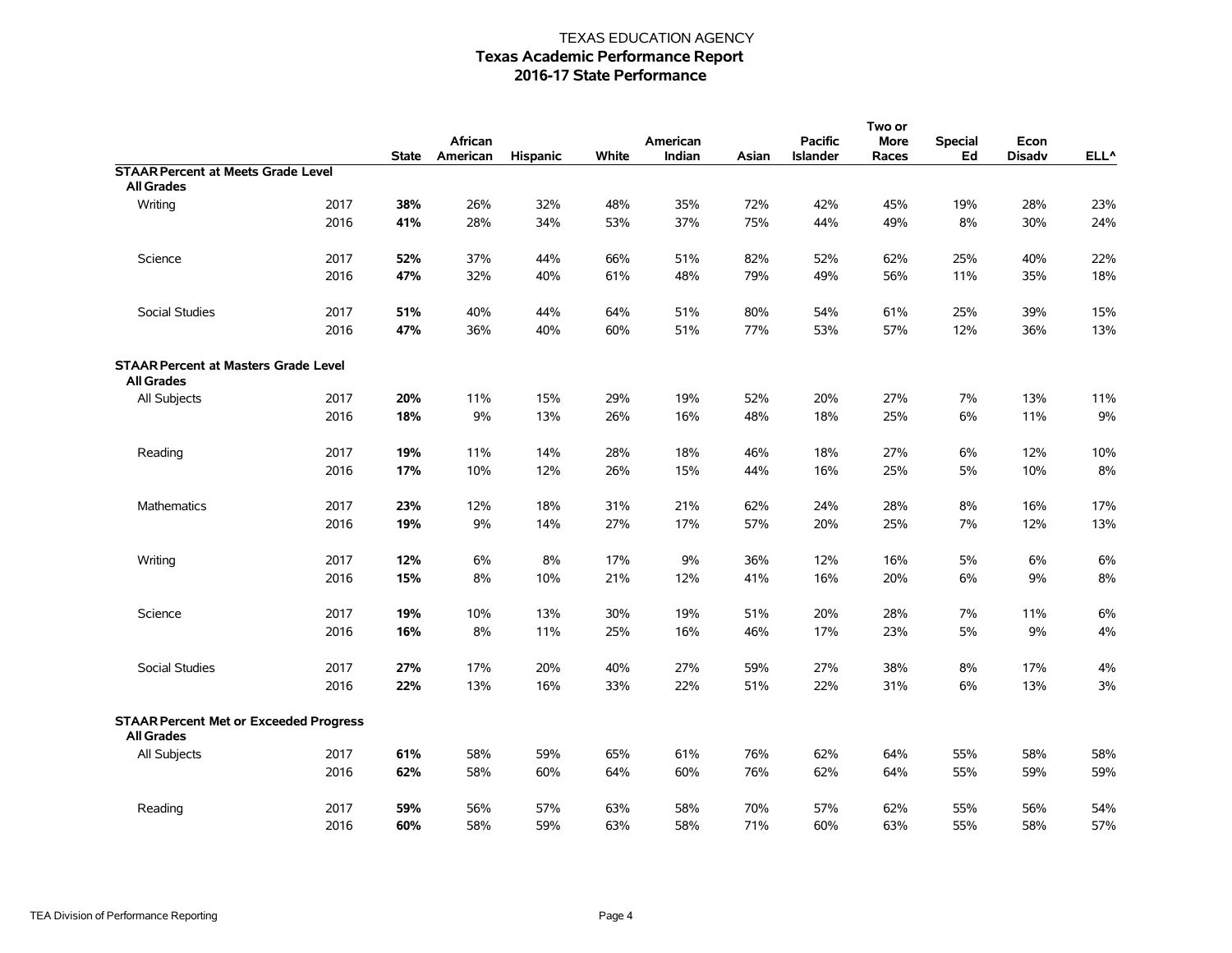TEXAS EDUCATION AGENCY
**Texas Academic Performance Report**
**2016-17 State Performance**

| | | State | African American | Hispanic | White | American Indian | Asian | Pacific Islander | Two or More Races | Special Ed | Econ Disadv | ELL^ |
|---|---|---|---|---|---|---|---|---|---|---|---|---|
| **STAAR Percent at Meets Grade Level** | | | | | | | | | | | | |
| **All Grades** | | | | | | | | | | | | |
| Writing | 2017 | **38%** | 26% | 32% | 48% | 35% | 72% | 42% | 45% | 19% | 28% | 23% |
| | 2016 | **41%** | 28% | 34% | 53% | 37% | 75% | 44% | 49% | 8% | 30% | 24% |
| Science | 2017 | **52%** | 37% | 44% | 66% | 51% | 82% | 52% | 62% | 25% | 40% | 22% |
| | 2016 | **47%** | 32% | 40% | 61% | 48% | 79% | 49% | 56% | 11% | 35% | 18% |
| Social Studies | 2017 | **51%** | 40% | 44% | 64% | 51% | 80% | 54% | 61% | 25% | 39% | 15% |
| | 2016 | **47%** | 36% | 40% | 60% | 51% | 77% | 53% | 57% | 12% | 36% | 13% |
| **STAAR Percent at Masters Grade Level** | | | | | | | | | | | | |
| **All Grades** | | | | | | | | | | | | |
| All Subjects | 2017 | **20%** | 11% | 15% | 29% | 19% | 52% | 20% | 27% | 7% | 13% | 11% |
| | 2016 | **18%** | 9% | 13% | 26% | 16% | 48% | 18% | 25% | 6% | 11% | 9% |
| Reading | 2017 | **19%** | 11% | 14% | 28% | 18% | 46% | 18% | 27% | 6% | 12% | 10% |
| | 2016 | **17%** | 10% | 12% | 26% | 15% | 44% | 16% | 25% | 5% | 10% | 8% |
| Mathematics | 2017 | **23%** | 12% | 18% | 31% | 21% | 62% | 24% | 28% | 8% | 16% | 17% |
| | 2016 | **19%** | 9% | 14% | 27% | 17% | 57% | 20% | 25% | 7% | 12% | 13% |
| Writing | 2017 | **12%** | 6% | 8% | 17% | 9% | 36% | 12% | 16% | 5% | 6% | 6% |
| | 2016 | **15%** | 8% | 10% | 21% | 12% | 41% | 16% | 20% | 6% | 9% | 8% |
| Science | 2017 | **19%** | 10% | 13% | 30% | 19% | 51% | 20% | 28% | 7% | 11% | 6% |
| | 2016 | **16%** | 8% | 11% | 25% | 16% | 46% | 17% | 23% | 5% | 9% | 4% |
| Social Studies | 2017 | **27%** | 17% | 20% | 40% | 27% | 59% | 27% | 38% | 8% | 17% | 4% |
| | 2016 | **22%** | 13% | 16% | 33% | 22% | 51% | 22% | 31% | 6% | 13% | 3% |
| **STAAR Percent Met or Exceeded Progress** | | | | | | | | | | | | |
| **All Grades** | | | | | | | | | | | | |
| All Subjects | 2017 | **61%** | 58% | 59% | 65% | 61% | 76% | 62% | 64% | 55% | 58% | 58% |
| | 2016 | **62%** | 58% | 60% | 64% | 60% | 76% | 62% | 64% | 55% | 59% | 59% |
| Reading | 2017 | **59%** | 56% | 57% | 63% | 58% | 70% | 57% | 62% | 55% | 56% | 54% |
| | 2016 | **60%** | 58% | 59% | 63% | 58% | 71% | 60% | 63% | 55% | 58% | 57% |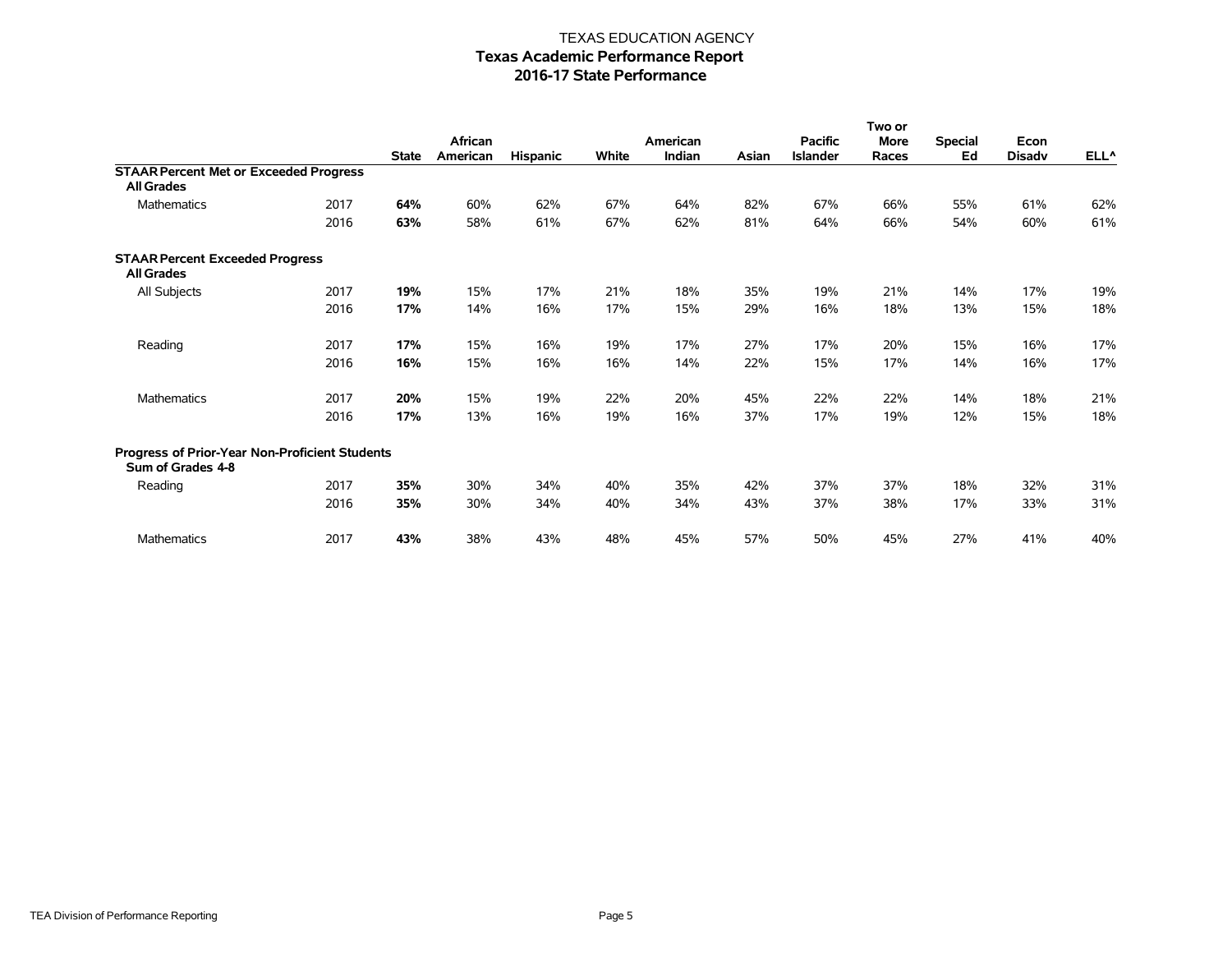TEXAS EDUCATION AGENCY

# Texas Academic Performance Report

## 2016-17 State Performance

| | | State | African American | Hispanic | White | American Indian | Asian | Pacific Islander | Two or More Races | Special Ed | Econ Disadv | ELL^ |
|---|---|---|---|---|---|---|---|---|---|---|---|---|
| **STAAR Percent Met or Exceeded Progress** | | | | | | | | | | | | |
| **All Grades** | | | | | | | | | | | | |
| Mathematics | 2017 | **64%** | 60% | 62% | 67% | 64% | 82% | 67% | 66% | 55% | 61% | 62% |
| | 2016 | **63%** | 58% | 61% | 67% | 62% | 81% | 64% | 66% | 54% | 60% | 61% |
| **STAAR Percent Exceeded Progress** | | | | | | | | | | | | |
| **All Grades** | | | | | | | | | | | | |
| All Subjects | 2017 | **19%** | 15% | 17% | 21% | 18% | 35% | 19% | 21% | 14% | 17% | 19% |
| | 2016 | **17%** | 14% | 16% | 17% | 15% | 29% | 16% | 18% | 13% | 15% | 18% |
| Reading | 2017 | **17%** | 15% | 16% | 19% | 17% | 27% | 17% | 20% | 15% | 16% | 17% |
| | 2016 | **16%** | 15% | 16% | 16% | 14% | 22% | 15% | 17% | 14% | 16% | 17% |
| Mathematics | 2017 | **20%** | 15% | 19% | 22% | 20% | 45% | 22% | 22% | 14% | 18% | 21% |
| | 2016 | **17%** | 13% | 16% | 19% | 16% | 37% | 17% | 19% | 12% | 15% | 18% |
| **Progress of Prior-Year Non-Proficient Students** | | | | | | | | | | | | |
| **Sum of Grades 4-8** | | | | | | | | | | | | |
| Reading | 2017 | **35%** | 30% | 34% | 40% | 35% | 42% | 37% | 37% | 18% | 32% | 31% |
| | 2016 | **35%** | 30% | 34% | 40% | 34% | 43% | 37% | 38% | 17% | 33% | 31% |
| Mathematics | 2017 | **43%** | 38% | 43% | 48% | 45% | 57% | 50% | 45% | 27% | 41% | 40% |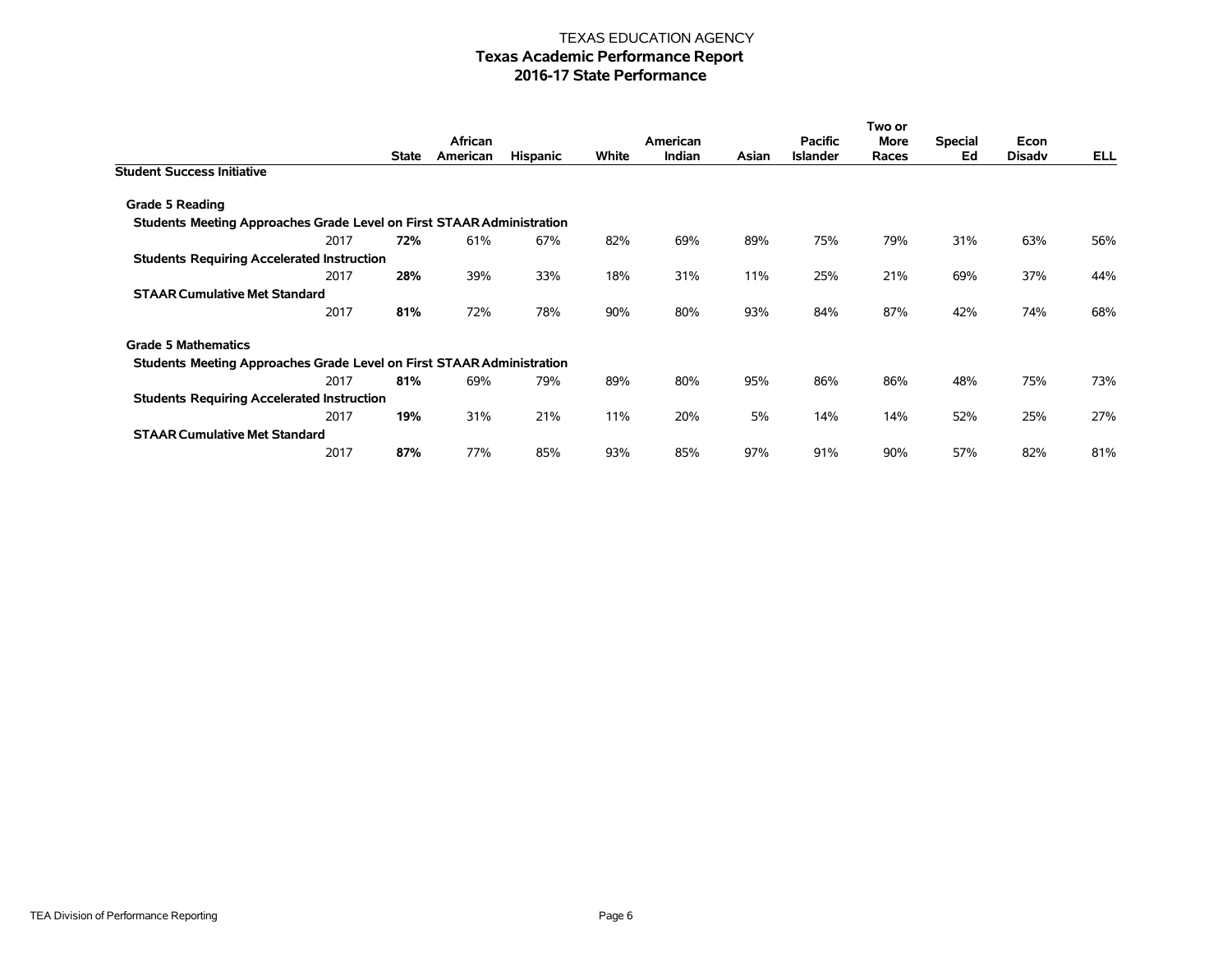TEXAS EDUCATION AGENCY
# Texas Academic Performance Report
## 2016-17 State Performance

| | State | African American | Hispanic | White | American Indian | Asian | Pacific Islander | Two or More Races | Special Ed | Econ Disadv | ELL |
|---|---|---|---|---|---|---|---|---|---|---|---|
| **Student Success Initiative** | | | | | | | | | | | |
| **Grade 5 Reading** | | | | | | | | | | | |
| **Students Meeting Approaches Grade Level on First STAAR Administration** | | | | | | | | | | | |
| 2017 | **72%** | 61% | 67% | 82% | 69% | 89% | 75% | 79% | 31% | 63% | 56% |
| **Students Requiring Accelerated Instruction** | | | | | | | | | | | |
| 2017 | **28%** | 39% | 33% | 18% | 31% | 11% | 25% | 21% | 69% | 37% | 44% |
| **STAAR Cumulative Met Standard** | | | | | | | | | | | |
| 2017 | **81%** | 72% | 78% | 90% | 80% | 93% | 84% | 87% | 42% | 74% | 68% |
| **Grade 5 Mathematics** | | | | | | | | | | | |
| **Students Meeting Approaches Grade Level on First STAAR Administration** | | | | | | | | | | | |
| 2017 | **81%** | 69% | 79% | 89% | 80% | 95% | 86% | 86% | 48% | 75% | 73% |
| **Students Requiring Accelerated Instruction** | | | | | | | | | | | |
| 2017 | **19%** | 31% | 21% | 11% | 20% | 5% | 14% | 14% | 52% | 25% | 27% |
| **STAAR Cumulative Met Standard** | | | | | | | | | | | |
| 2017 | **87%** | 77% | 85% | 93% | 85% | 97% | 91% | 90% | 57% | 82% | 81% |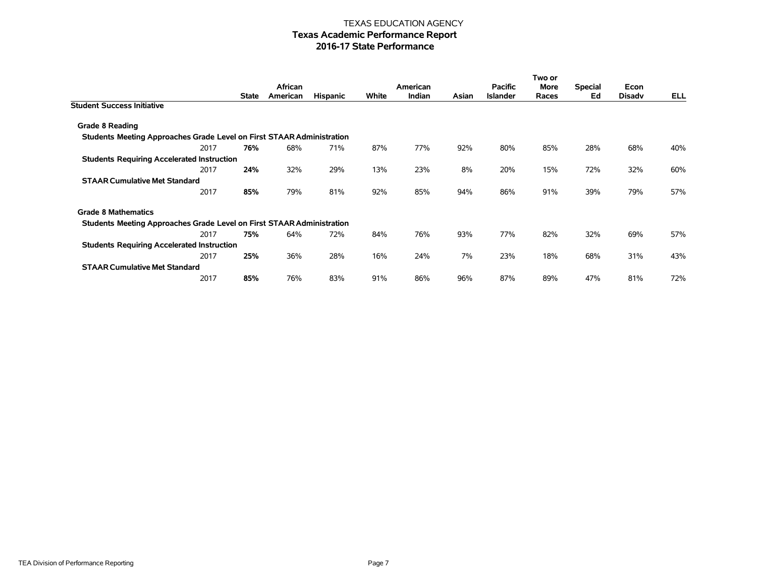TEXAS EDUCATION AGENCY

# Texas Academic Performance Report

## 2016-17 State Performance

| | State | African American | Hispanic | White | American Indian | Asian | Pacific Islander | Two or More Races | Special Ed | Econ Disadv | ELL |
|---|---|---|---|---|---|---|---|---|---|---|---|
| **Student Success Initiative** | | | | | | | | | | | |
| **Grade 8 Reading** | | | | | | | | | | | |
| **Students Meeting Approaches Grade Level on First STAAR Administration** | | | | | | | | | | | |
| 2017 | **76%** | 68% | 71% | 87% | 77% | 92% | 80% | 85% | 28% | 68% | 40% |
| **Students Requiring Accelerated Instruction** | | | | | | | | | | | |
| 2017 | **24%** | 32% | 29% | 13% | 23% | 8% | 20% | 15% | 72% | 32% | 60% |
| **STAAR Cumulative Met Standard** | | | | | | | | | | | |
| 2017 | **85%** | 79% | 81% | 92% | 85% | 94% | 86% | 91% | 39% | 79% | 57% |
| **Grade 8 Mathematics** | | | | | | | | | | | |
| **Students Meeting Approaches Grade Level on First STAAR Administration** | | | | | | | | | | | |
| 2017 | **75%** | 64% | 72% | 84% | 76% | 93% | 77% | 82% | 32% | 69% | 57% |
| **Students Requiring Accelerated Instruction** | | | | | | | | | | | |
| 2017 | **25%** | 36% | 28% | 16% | 24% | 7% | 23% | 18% | 68% | 31% | 43% |
| **STAAR Cumulative Met Standard** | | | | | | | | | | | |
| 2017 | **85%** | 76% | 83% | 91% | 86% | 96% | 87% | 89% | 47% | 81% | 72% |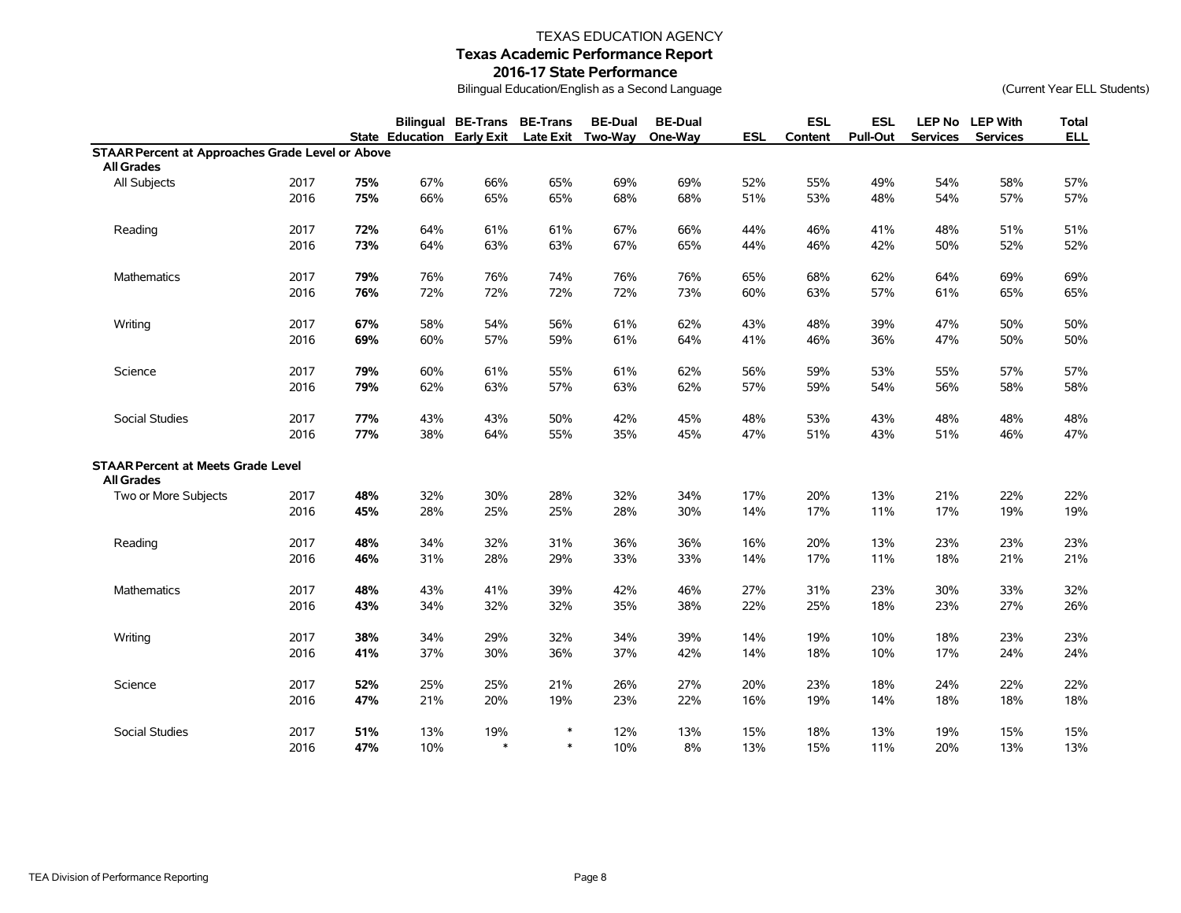TEXAS EDUCATION AGENCY

# Texas Academic Performance Report

## 2016-17 State Performance

Bilingual Education/English as a Second Language

(Current Year ELL Students)

| | | State | Bilingual Education | BE-Trans Early Exit | BE-Trans Late Exit | BE-Dual Two-Way | BE-Dual One-Way | ESL | ESL Content | ESL Pull-Out | LEP No Services | LEP With Services | Total ELL |
|---|---|---|---|---|---|---|---|---|---|---|---|---|---|
| **STAAR Percent at Approaches Grade Level or Above** | | | | | | | | | | | | | |
| **All Grades** | | | | | | | | | | | | | |
| All Subjects | 2017 | **75%** | 67% | 66% | 65% | 69% | 69% | 52% | 55% | 49% | 54% | 58% | 57% |
| | 2016 | **75%** | 66% | 65% | 65% | 68% | 68% | 51% | 53% | 48% | 54% | 57% | 57% |
| Reading | 2017 | **72%** | 64% | 61% | 61% | 67% | 66% | 44% | 46% | 41% | 48% | 51% | 51% |
| | 2016 | **73%** | 64% | 63% | 63% | 67% | 65% | 44% | 46% | 42% | 50% | 52% | 52% |
| Mathematics | 2017 | **79%** | 76% | 76% | 74% | 76% | 76% | 65% | 68% | 62% | 64% | 69% | 69% |
| | 2016 | **76%** | 72% | 72% | 72% | 72% | 73% | 60% | 63% | 57% | 61% | 65% | 65% |
| Writing | 2017 | **67%** | 58% | 54% | 56% | 61% | 62% | 43% | 48% | 39% | 47% | 50% | 50% |
| | 2016 | **69%** | 60% | 57% | 59% | 61% | 64% | 41% | 46% | 36% | 47% | 50% | 50% |
| Science | 2017 | **79%** | 60% | 61% | 55% | 61% | 62% | 56% | 59% | 53% | 55% | 57% | 57% |
| | 2016 | **79%** | 62% | 63% | 57% | 63% | 62% | 57% | 59% | 54% | 56% | 58% | 58% |
| Social Studies | 2017 | **77%** | 43% | 43% | 50% | 42% | 45% | 48% | 53% | 43% | 48% | 48% | 48% |
| | 2016 | **77%** | 38% | 64% | 55% | 35% | 45% | 47% | 51% | 43% | 51% | 46% | 47% |
| **STAAR Percent at Meets Grade Level** | | | | | | | | | | | | | |
| **All Grades** | | | | | | | | | | | | | |
| Two or More Subjects | 2017 | **48%** | 32% | 30% | 28% | 32% | 34% | 17% | 20% | 13% | 21% | 22% | 22% |
| | 2016 | **45%** | 28% | 25% | 25% | 28% | 30% | 14% | 17% | 11% | 17% | 19% | 19% |
| Reading | 2017 | **48%** | 34% | 32% | 31% | 36% | 36% | 16% | 20% | 13% | 23% | 23% | 23% |
| | 2016 | **46%** | 31% | 28% | 29% | 33% | 33% | 14% | 17% | 11% | 18% | 21% | 21% |
| Mathematics | 2017 | **48%** | 43% | 41% | 39% | 42% | 46% | 27% | 31% | 23% | 30% | 33% | 32% |
| | 2016 | **43%** | 34% | 32% | 32% | 35% | 38% | 22% | 25% | 18% | 23% | 27% | 26% |
| Writing | 2017 | **38%** | 34% | 29% | 32% | 34% | 39% | 14% | 19% | 10% | 18% | 23% | 23% |
| | 2016 | **41%** | 37% | 30% | 36% | 37% | 42% | 14% | 18% | 10% | 17% | 24% | 24% |
| Science | 2017 | **52%** | 25% | 25% | 21% | 26% | 27% | 20% | 23% | 18% | 24% | 22% | 22% |
| | 2016 | **47%** | 21% | 20% | 19% | 23% | 22% | 16% | 19% | 14% | 18% | 18% | 18% |
| Social Studies | 2017 | **51%** | 13% | 19% | * | 12% | 13% | 15% | 18% | 13% | 19% | 15% | 15% |
| | 2016 | **47%** | 10% | * | * | 10% | 8% | 13% | 15% | 11% | 20% | 13% | 13% |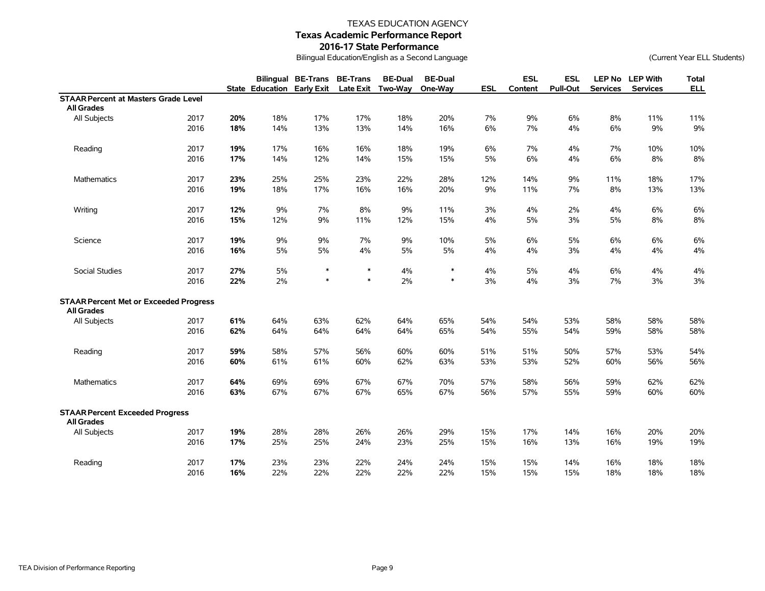TEXAS EDUCATION AGENCY

**Texas Academic Performance Report**

**2016-17 State Performance**

Bilingual Education/English as a Second Language

(Current Year ELL Students)

| | | State | Bilingual Education | BE-Trans Early Exit | BE-Trans Late Exit | BE-Dual Two-Way | BE-Dual One-Way | ESL | ESL Content | ESL Pull-Out | LEP No Services | LEP With Services | Total ELL |
|---|---|---|---|---|---|---|---|---|---|---|---|---|---|
| **STAAR Percent at Masters Grade Level** | | | | | | | | | | | | | |
| **All Grades** | | | | | | | | | | | | | |
| All Subjects | 2017 | **20%** | 18% | 17% | 17% | 18% | 20% | 7% | 9% | 6% | 8% | 11% | 11% |
| | 2016 | **18%** | 14% | 13% | 13% | 14% | 16% | 6% | 7% | 4% | 6% | 9% | 9% |
| Reading | 2017 | **19%** | 17% | 16% | 16% | 18% | 19% | 6% | 7% | 4% | 7% | 10% | 10% |
| | 2016 | **17%** | 14% | 12% | 14% | 15% | 15% | 5% | 6% | 4% | 6% | 8% | 8% |
| Mathematics | 2017 | **23%** | 25% | 25% | 23% | 22% | 28% | 12% | 14% | 9% | 11% | 18% | 17% |
| | 2016 | **19%** | 18% | 17% | 16% | 16% | 20% | 9% | 11% | 7% | 8% | 13% | 13% |
| Writing | 2017 | **12%** | 9% | 7% | 8% | 9% | 11% | 3% | 4% | 2% | 4% | 6% | 6% |
| | 2016 | **15%** | 12% | 9% | 11% | 12% | 15% | 4% | 5% | 3% | 5% | 8% | 8% |
| Science | 2017 | **19%** | 9% | 9% | 7% | 9% | 10% | 5% | 6% | 5% | 6% | 6% | 6% |
| | 2016 | **16%** | 5% | 5% | 4% | 5% | 5% | 4% | 4% | 3% | 4% | 4% | 4% |
| Social Studies | 2017 | **27%** | 5% | * | * | 4% | * | 4% | 5% | 4% | 6% | 4% | 4% |
| | 2016 | **22%** | 2% | * | * | 2% | * | 3% | 4% | 3% | 7% | 3% | 3% |
| **STAAR Percent Met or Exceeded Progress** | | | | | | | | | | | | | |
| **All Grades** | | | | | | | | | | | | | |
| All Subjects | 2017 | **61%** | 64% | 63% | 62% | 64% | 65% | 54% | 54% | 53% | 58% | 58% | 58% |
| | 2016 | **62%** | 64% | 64% | 64% | 64% | 65% | 54% | 55% | 54% | 59% | 58% | 58% |
| Reading | 2017 | **59%** | 58% | 57% | 56% | 60% | 60% | 51% | 51% | 50% | 57% | 53% | 54% |
| | 2016 | **60%** | 61% | 61% | 60% | 62% | 63% | 53% | 53% | 52% | 60% | 56% | 56% |
| Mathematics | 2017 | **64%** | 69% | 69% | 67% | 67% | 70% | 57% | 58% | 56% | 59% | 62% | 62% |
| | 2016 | **63%** | 67% | 67% | 67% | 65% | 67% | 56% | 57% | 55% | 59% | 60% | 60% |
| **STAAR Percent Exceeded Progress** | | | | | | | | | | | | | |
| **All Grades** | | | | | | | | | | | | | |
| All Subjects | 2017 | **19%** | 28% | 28% | 26% | 26% | 29% | 15% | 17% | 14% | 16% | 20% | 20% |
| | 2016 | **17%** | 25% | 25% | 24% | 23% | 25% | 15% | 16% | 13% | 16% | 19% | 19% |
| Reading | 2017 | **17%** | 23% | 23% | 22% | 24% | 24% | 15% | 15% | 14% | 16% | 18% | 18% |
| | 2016 | **16%** | 22% | 22% | 22% | 22% | 22% | 15% | 15% | 15% | 18% | 18% | 18% |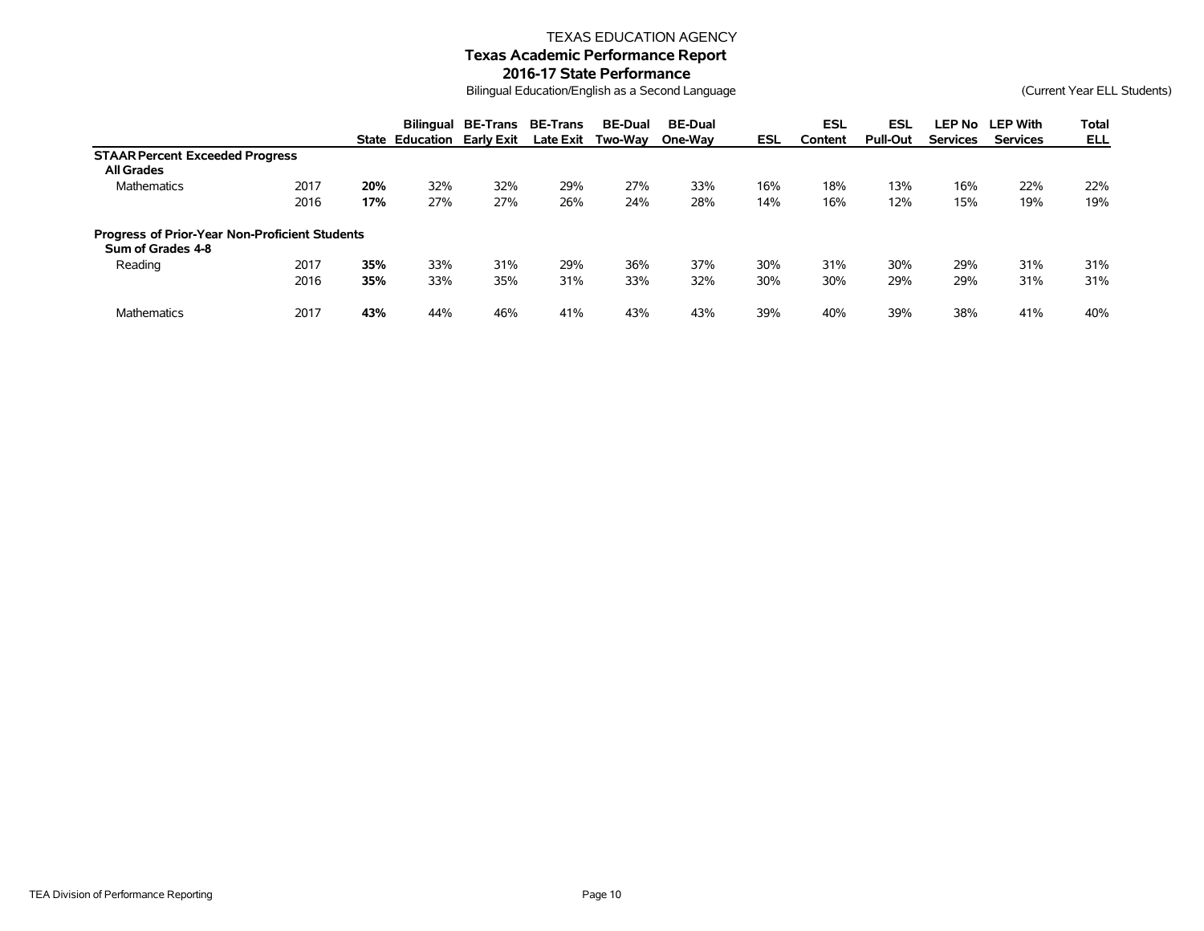TEXAS EDUCATION AGENCY

# Texas Academic Performance Report

## 2016-17 State Performance

Bilingual Education/English as a Second Language

(Current Year ELL Students)

| | | State | Bilingual Education | BE-Trans Early Exit | BE-Trans Late Exit | BE-Dual Two-Way | BE-Dual One-Way | ESL | ESL Content | ESL Pull-Out | LEP No Services | LEP With Services | Total ELL |
|---|---|---|---|---|---|---|---|---|---|---|---|---|---|
| **STAAR Percent Exceeded Progress** | | | | | | | | | | | | | |
| **All Grades** | | | | | | | | | | | | | |
| Mathematics | 2017 | **20%** | 32% | 32% | 29% | 27% | 33% | 16% | 18% | 13% | 16% | 22% | 22% |
| | 2016 | **17%** | 27% | 27% | 26% | 24% | 28% | 14% | 16% | 12% | 15% | 19% | 19% |
| **Progress of Prior-Year Non-Proficient Students** | | | | | | | | | | | | | |
| **Sum of Grades 4-8** | | | | | | | | | | | | | |
| Reading | 2017 | **35%** | 33% | 31% | 29% | 36% | 37% | 30% | 31% | 30% | 29% | 31% | 31% |
| | 2016 | **35%** | 33% | 35% | 31% | 33% | 32% | 30% | 30% | 29% | 29% | 31% | 31% |
| Mathematics | 2017 | **43%** | 44% | 46% | 41% | 43% | 43% | 39% | 40% | 39% | 38% | 41% | 40% |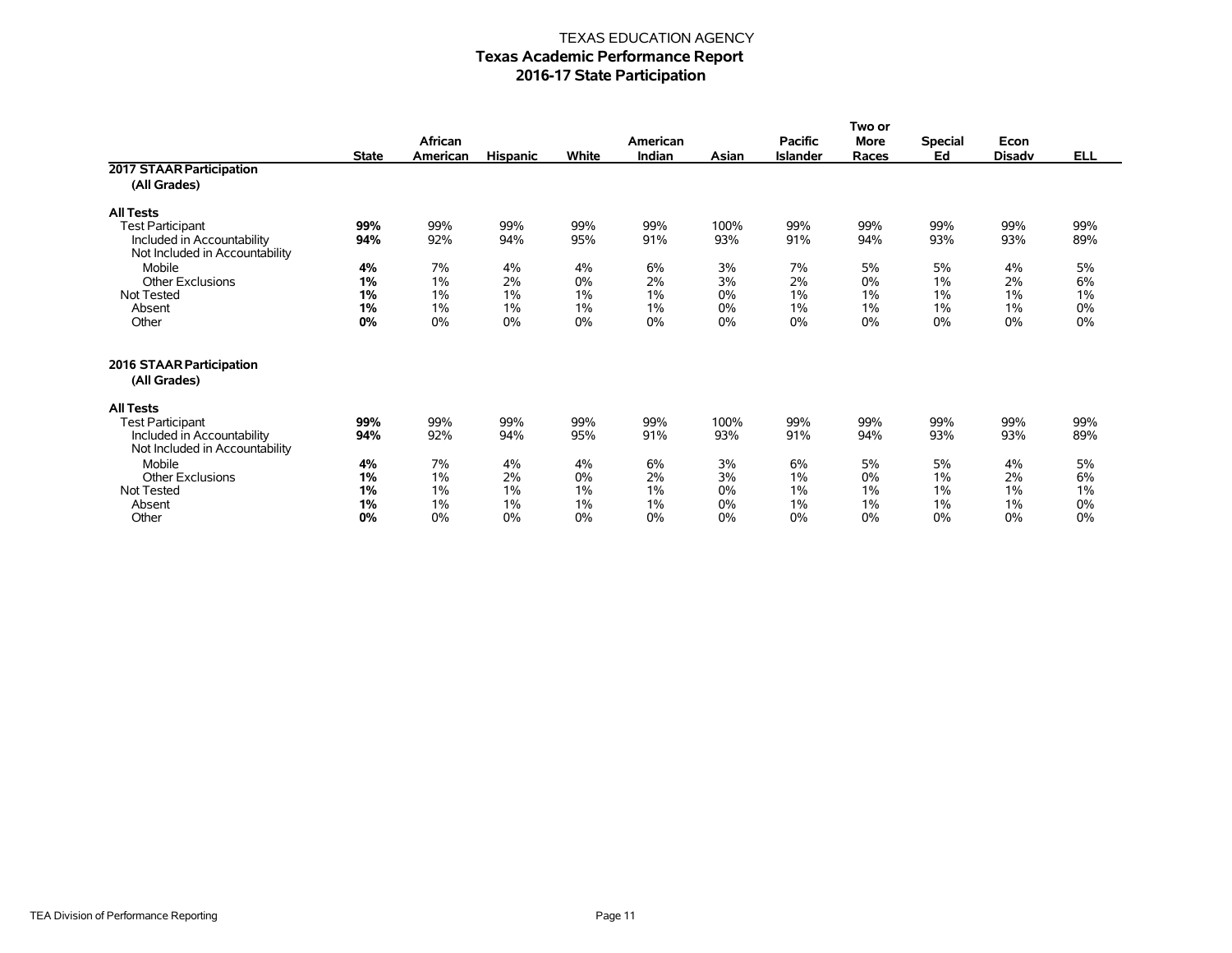# TEXAS EDUCATION AGENCY

## Texas Academic Performance Report

## 2016-17 State Participation

| | State | African American | Hispanic | White | American Indian | Asian | Pacific Islander | Two or More Races | Special Ed | Econ Disadv | ELL |
|---|---|---|---|---|---|---|---|---|---|---|---|
| **2017 STAAR Participation** | | | | | | | | | | | |
| **(All Grades)** | | | | | | | | | | | |
| **All Tests** | | | | | | | | | | | |
| Test Participant | **99%** | 99% | 99% | 99% | 99% | 100% | 99% | 99% | 99% | 99% | 99% |
| Included in Accountability | **94%** | 92% | 94% | 95% | 91% | 93% | 91% | 94% | 93% | 93% | 89% |
| Not Included in Accountability | | | | | | | | | | | |
| Mobile | **4%** | 7% | 4% | 4% | 6% | 3% | 7% | 5% | 5% | 4% | 5% |
| Other Exclusions | **1%** | 1% | 2% | 0% | 2% | 3% | 2% | 0% | 1% | 2% | 6% |
| Not Tested | **1%** | 1% | 1% | 1% | 1% | 0% | 1% | 1% | 1% | 1% | 1% |
| Absent | **1%** | 1% | 1% | 1% | 1% | 0% | 1% | 1% | 1% | 1% | 0% |
| Other | **0%** | 0% | 0% | 0% | 0% | 0% | 0% | 0% | 0% | 0% | 0% |
| **2016 STAAR Participation** | | | | | | | | | | | |
| **(All Grades)** | | | | | | | | | | | |
| **All Tests** | | | | | | | | | | | |
| Test Participant | **99%** | 99% | 99% | 99% | 99% | 100% | 99% | 99% | 99% | 99% | 99% |
| Included in Accountability | **94%** | 92% | 94% | 95% | 91% | 93% | 91% | 94% | 93% | 93% | 89% |
| Not Included in Accountability | | | | | | | | | | | |
| Mobile | **4%** | 7% | 4% | 4% | 6% | 3% | 6% | 5% | 5% | 4% | 5% |
| Other Exclusions | **1%** | 1% | 2% | 0% | 2% | 3% | 1% | 0% | 1% | 2% | 6% |
| Not Tested | **1%** | 1% | 1% | 1% | 1% | 0% | 1% | 1% | 1% | 1% | 1% |
| Absent | **1%** | 1% | 1% | 1% | 1% | 0% | 1% | 1% | 1% | 1% | 0% |
| Other | **0%** | 0% | 0% | 0% | 0% | 0% | 0% | 0% | 0% | 0% | 0% |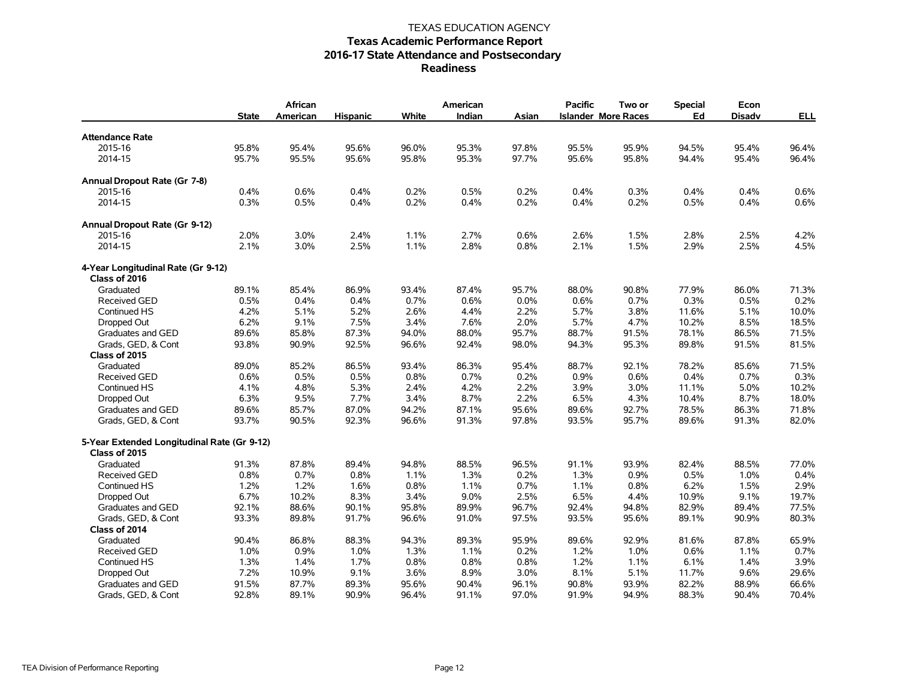TEXAS EDUCATION AGENCY

# Texas Academic Performance Report
## 2016-17 State Attendance and Postsecondary Readiness

| | State | African American | Hispanic | White | American Indian | Asian | Pacific Islander | Two or More Races | Special Ed | Econ Disadv | ELL |
|---|---|---|---|---|---|---|---|---|---|---|---|
| **Attendance Rate** | | | | | | | | | | | |
| 2015-16 | 95.8% | 95.4% | 95.6% | 96.0% | 95.3% | 97.8% | 95.5% | 95.9% | 94.5% | 95.4% | 96.4% |
| 2014-15 | 95.7% | 95.5% | 95.6% | 95.8% | 95.3% | 97.7% | 95.6% | 95.8% | 94.4% | 95.4% | 96.4% |
| **Annual Dropout Rate (Gr 7-8)** | | | | | | | | | | | |
| 2015-16 | 0.4% | 0.6% | 0.4% | 0.2% | 0.5% | 0.2% | 0.4% | 0.3% | 0.4% | 0.4% | 0.6% |
| 2014-15 | 0.3% | 0.5% | 0.4% | 0.2% | 0.4% | 0.2% | 0.4% | 0.2% | 0.5% | 0.4% | 0.6% |
| **Annual Dropout Rate (Gr 9-12)** | | | | | | | | | | | |
| 2015-16 | 2.0% | 3.0% | 2.4% | 1.1% | 2.7% | 0.6% | 2.6% | 1.5% | 2.8% | 2.5% | 4.2% |
| 2014-15 | 2.1% | 3.0% | 2.5% | 1.1% | 2.8% | 0.8% | 2.1% | 1.5% | 2.9% | 2.5% | 4.5% |
| **4-Year Longitudinal Rate (Gr 9-12)** | | | | | | | | | | | |
| **Class of 2016** | | | | | | | | | | | |
| Graduated | 89.1% | 85.4% | 86.9% | 93.4% | 87.4% | 95.7% | 88.0% | 90.8% | 77.9% | 86.0% | 71.3% |
| Received GED | 0.5% | 0.4% | 0.4% | 0.7% | 0.6% | 0.0% | 0.6% | 0.7% | 0.3% | 0.5% | 0.2% |
| Continued HS | 4.2% | 5.1% | 5.2% | 2.6% | 4.4% | 2.2% | 5.7% | 3.8% | 11.6% | 5.1% | 10.0% |
| Dropped Out | 6.2% | 9.1% | 7.5% | 3.4% | 7.6% | 2.0% | 5.7% | 4.7% | 10.2% | 8.5% | 18.5% |
| Graduates and GED | 89.6% | 85.8% | 87.3% | 94.0% | 88.0% | 95.7% | 88.7% | 91.5% | 78.1% | 86.5% | 71.5% |
| Grads, GED, & Cont | 93.8% | 90.9% | 92.5% | 96.6% | 92.4% | 98.0% | 94.3% | 95.3% | 89.8% | 91.5% | 81.5% |
| **Class of 2015** | | | | | | | | | | | |
| Graduated | 89.0% | 85.2% | 86.5% | 93.4% | 86.3% | 95.4% | 88.7% | 92.1% | 78.2% | 85.6% | 71.5% |
| Received GED | 0.6% | 0.5% | 0.5% | 0.8% | 0.7% | 0.2% | 0.9% | 0.6% | 0.4% | 0.7% | 0.3% |
| Continued HS | 4.1% | 4.8% | 5.3% | 2.4% | 4.2% | 2.2% | 3.9% | 3.0% | 11.1% | 5.0% | 10.2% |
| Dropped Out | 6.3% | 9.5% | 7.7% | 3.4% | 8.7% | 2.2% | 6.5% | 4.3% | 10.4% | 8.7% | 18.0% |
| Graduates and GED | 89.6% | 85.7% | 87.0% | 94.2% | 87.1% | 95.6% | 89.6% | 92.7% | 78.5% | 86.3% | 71.8% |
| Grads, GED, & Cont | 93.7% | 90.5% | 92.3% | 96.6% | 91.3% | 97.8% | 93.5% | 95.7% | 89.6% | 91.3% | 82.0% |
| **5-Year Extended Longitudinal Rate (Gr 9-12)** | | | | | | | | | | | |
| **Class of 2015** | | | | | | | | | | | |
| Graduated | 91.3% | 87.8% | 89.4% | 94.8% | 88.5% | 96.5% | 91.1% | 93.9% | 82.4% | 88.5% | 77.0% |
| Received GED | 0.8% | 0.7% | 0.8% | 1.1% | 1.3% | 0.2% | 1.3% | 0.9% | 0.5% | 1.0% | 0.4% |
| Continued HS | 1.2% | 1.2% | 1.6% | 0.8% | 1.1% | 0.7% | 1.1% | 0.8% | 6.2% | 1.5% | 2.9% |
| Dropped Out | 6.7% | 10.2% | 8.3% | 3.4% | 9.0% | 2.5% | 6.5% | 4.4% | 10.9% | 9.1% | 19.7% |
| Graduates and GED | 92.1% | 88.6% | 90.1% | 95.8% | 89.9% | 96.7% | 92.4% | 94.8% | 82.9% | 89.4% | 77.5% |
| Grads, GED, & Cont | 93.3% | 89.8% | 91.7% | 96.6% | 91.0% | 97.5% | 93.5% | 95.6% | 89.1% | 90.9% | 80.3% |
| **Class of 2014** | | | | | | | | | | | |
| Graduated | 90.4% | 86.8% | 88.3% | 94.3% | 89.3% | 95.9% | 89.6% | 92.9% | 81.6% | 87.8% | 65.9% |
| Received GED | 1.0% | 0.9% | 1.0% | 1.3% | 1.1% | 0.2% | 1.2% | 1.0% | 0.6% | 1.1% | 0.7% |
| Continued HS | 1.3% | 1.4% | 1.7% | 0.8% | 0.8% | 0.8% | 1.2% | 1.1% | 6.1% | 1.4% | 3.9% |
| Dropped Out | 7.2% | 10.9% | 9.1% | 3.6% | 8.9% | 3.0% | 8.1% | 5.1% | 11.7% | 9.6% | 29.6% |
| Graduates and GED | 91.5% | 87.7% | 89.3% | 95.6% | 90.4% | 96.1% | 90.8% | 93.9% | 82.2% | 88.9% | 66.6% |
| Grads, GED, & Cont | 92.8% | 89.1% | 90.9% | 96.4% | 91.1% | 97.0% | 91.9% | 94.9% | 88.3% | 90.4% | 70.4% |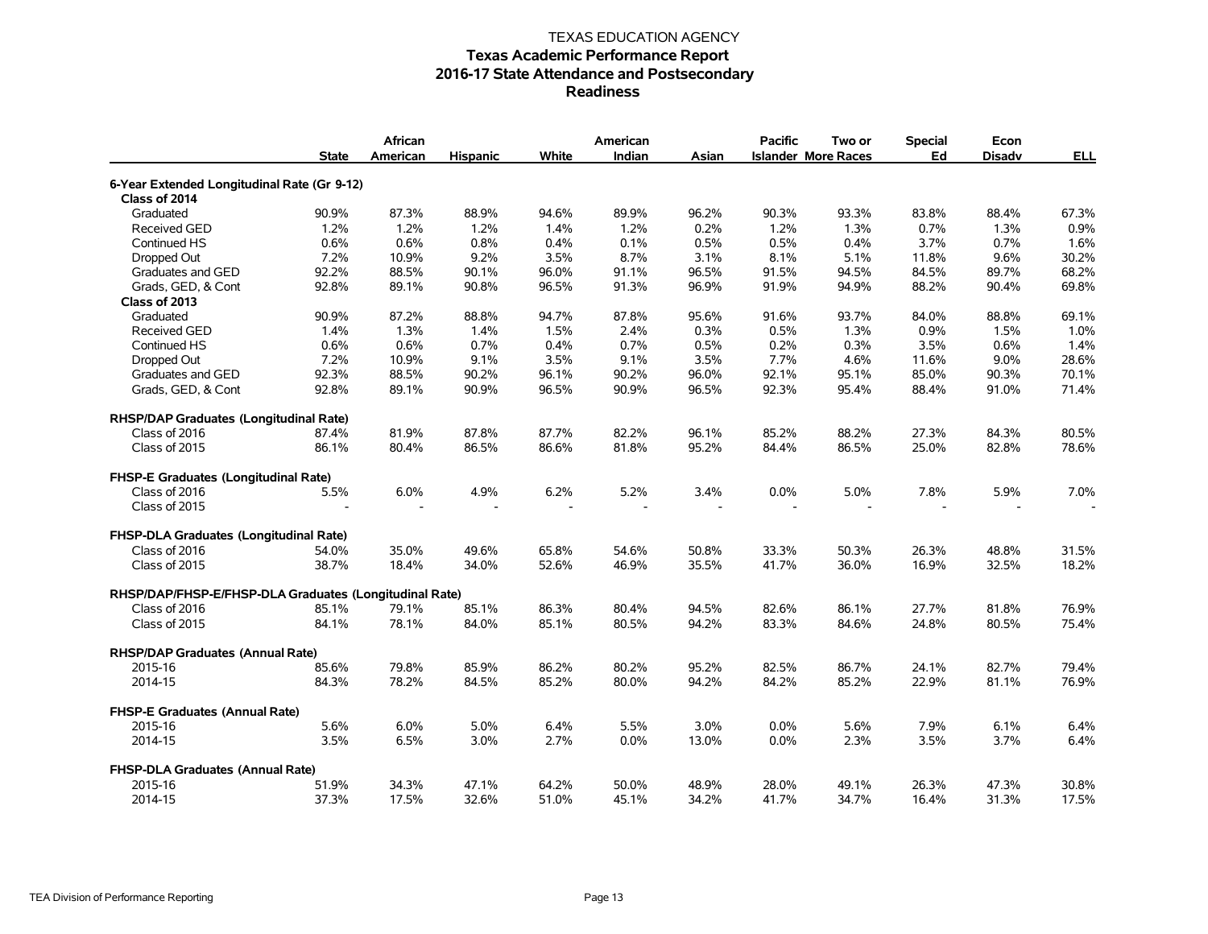TEXAS EDUCATION AGENCY

# Texas Academic Performance Report
## 2016-17 State Attendance and Postsecondary Readiness

| | State | African American | Hispanic | White | American Indian | Asian | Pacific Islander | Two or More Races | Special Ed | Econ Disadv | ELL |
|---|---|---|---|---|---|---|---|---|---|---|---|
| **6-Year Extended Longitudinal Rate (Gr 9-12)** | | | | | | | | | | | |
| **Class of 2014** | | | | | | | | | | | |
| Graduated | 90.9% | 87.3% | 88.9% | 94.6% | 89.9% | 96.2% | 90.3% | 93.3% | 83.8% | 88.4% | 67.3% |
| Received GED | 1.2% | 1.2% | 1.2% | 1.4% | 1.2% | 0.2% | 1.2% | 1.3% | 0.7% | 1.3% | 0.9% |
| Continued HS | 0.6% | 0.6% | 0.8% | 0.4% | 0.1% | 0.5% | 0.5% | 0.4% | 3.7% | 0.7% | 1.6% |
| Dropped Out | 7.2% | 10.9% | 9.2% | 3.5% | 8.7% | 3.1% | 8.1% | 5.1% | 11.8% | 9.6% | 30.2% |
| Graduates and GED | 92.2% | 88.5% | 90.1% | 96.0% | 91.1% | 96.5% | 91.5% | 94.5% | 84.5% | 89.7% | 68.2% |
| Grads, GED, & Cont | 92.8% | 89.1% | 90.8% | 96.5% | 91.3% | 96.9% | 91.9% | 94.9% | 88.2% | 90.4% | 69.8% |
| **Class of 2013** | | | | | | | | | | | |
| Graduated | 90.9% | 87.2% | 88.8% | 94.7% | 87.8% | 95.6% | 91.6% | 93.7% | 84.0% | 88.8% | 69.1% |
| Received GED | 1.4% | 1.3% | 1.4% | 1.5% | 2.4% | 0.3% | 0.5% | 1.3% | 0.9% | 1.5% | 1.0% |
| Continued HS | 0.6% | 0.6% | 0.7% | 0.4% | 0.7% | 0.5% | 0.2% | 0.3% | 3.5% | 0.6% | 1.4% |
| Dropped Out | 7.2% | 10.9% | 9.1% | 3.5% | 9.1% | 3.5% | 7.7% | 4.6% | 11.6% | 9.0% | 28.6% |
| Graduates and GED | 92.3% | 88.5% | 90.2% | 96.1% | 90.2% | 96.0% | 92.1% | 95.1% | 85.0% | 90.3% | 70.1% |
| Grads, GED, & Cont | 92.8% | 89.1% | 90.9% | 96.5% | 90.9% | 96.5% | 92.3% | 95.4% | 88.4% | 91.0% | 71.4% |
| **RHSP/DAP Graduates (Longitudinal Rate)** | | | | | | | | | | | |
| Class of 2016 | 87.4% | 81.9% | 87.8% | 87.7% | 82.2% | 96.1% | 85.2% | 88.2% | 27.3% | 84.3% | 80.5% |
| Class of 2015 | 86.1% | 80.4% | 86.5% | 86.6% | 81.8% | 95.2% | 84.4% | 86.5% | 25.0% | 82.8% | 78.6% |
| **FHSP-E Graduates (Longitudinal Rate)** | | | | | | | | | | | |
| Class of 2016 | 5.5% | 6.0% | 4.9% | 6.2% | 5.2% | 3.4% | 0.0% | 5.0% | 7.8% | 5.9% | 7.0% |
| Class of 2015 | - | - | - | - | - | - | - | - | - | - | - |
| **FHSP-DLA Graduates (Longitudinal Rate)** | | | | | | | | | | | |
| Class of 2016 | 54.0% | 35.0% | 49.6% | 65.8% | 54.6% | 50.8% | 33.3% | 50.3% | 26.3% | 48.8% | 31.5% |
| Class of 2015 | 38.7% | 18.4% | 34.0% | 52.6% | 46.9% | 35.5% | 41.7% | 36.0% | 16.9% | 32.5% | 18.2% |
| **RHSP/DAP/FHSP-E/FHSP-DLA Graduates (Longitudinal Rate)** | | | | | | | | | | | |
| Class of 2016 | 85.1% | 79.1% | 85.1% | 86.3% | 80.4% | 94.5% | 82.6% | 86.1% | 27.7% | 81.8% | 76.9% |
| Class of 2015 | 84.1% | 78.1% | 84.0% | 85.1% | 80.5% | 94.2% | 83.3% | 84.6% | 24.8% | 80.5% | 75.4% |
| **RHSP/DAP Graduates (Annual Rate)** | | | | | | | | | | | |
| 2015-16 | 85.6% | 79.8% | 85.9% | 86.2% | 80.2% | 95.2% | 82.5% | 86.7% | 24.1% | 82.7% | 79.4% |
| 2014-15 | 84.3% | 78.2% | 84.5% | 85.2% | 80.0% | 94.2% | 84.2% | 85.2% | 22.9% | 81.1% | 76.9% |
| **FHSP-E Graduates (Annual Rate)** | | | | | | | | | | | |
| 2015-16 | 5.6% | 6.0% | 5.0% | 6.4% | 5.5% | 3.0% | 0.0% | 5.6% | 7.9% | 6.1% | 6.4% |
| 2014-15 | 3.5% | 6.5% | 3.0% | 2.7% | 0.0% | 13.0% | 0.0% | 2.3% | 3.5% | 3.7% | 6.4% |
| **FHSP-DLA Graduates (Annual Rate)** | | | | | | | | | | | |
| 2015-16 | 51.9% | 34.3% | 47.1% | 64.2% | 50.0% | 48.9% | 28.0% | 49.1% | 26.3% | 47.3% | 30.8% |
| 2014-15 | 37.3% | 17.5% | 32.6% | 51.0% | 45.1% | 34.2% | 41.7% | 34.7% | 16.4% | 31.3% | 17.5% |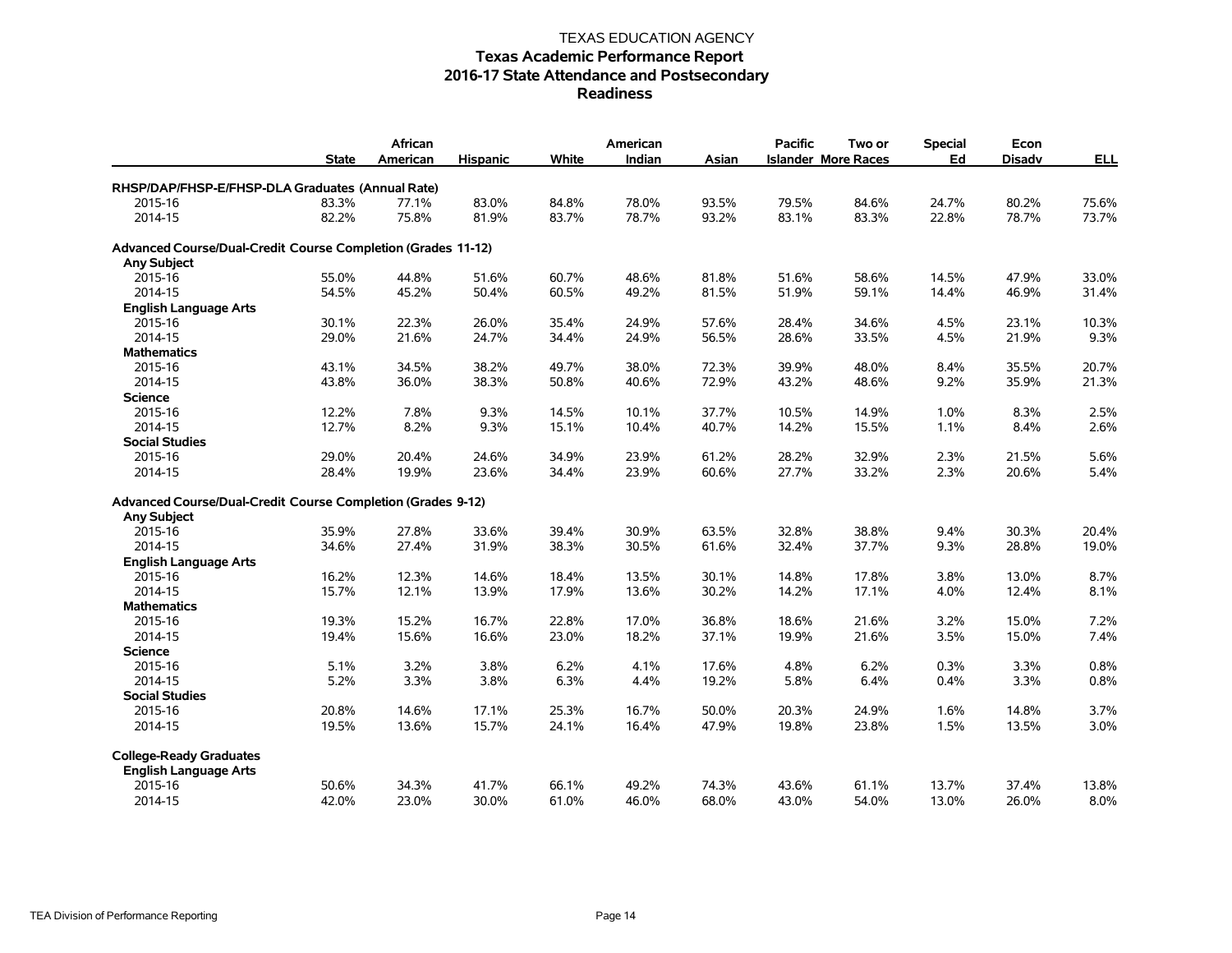TEXAS EDUCATION AGENCY

# Texas Academic Performance Report
## 2016-17 State Attendance and Postsecondary Readiness

| | State | African American | Hispanic | White | American Indian | Asian | Pacific Islander | Two or More Races | Special Ed | Econ Disadv | ELL |
|---|---|---|---|---|---|---|---|---|---|---|---|
| **RHSP/DAP/FHSP-E/FHSP-DLA Graduates (Annual Rate)** | | | | | | | | | | | |
| 2015-16 | 83.3% | 77.1% | 83.0% | 84.8% | 78.0% | 93.5% | 79.5% | 84.6% | 24.7% | 80.2% | 75.6% |
| 2014-15 | 82.2% | 75.8% | 81.9% | 83.7% | 78.7% | 93.2% | 83.1% | 83.3% | 22.8% | 78.7% | 73.7% |
| **Advanced Course/Dual-Credit Course Completion (Grades 11-12)** | | | | | | | | | | | |
| **Any Subject** | | | | | | | | | | | |
| 2015-16 | 55.0% | 44.8% | 51.6% | 60.7% | 48.6% | 81.8% | 51.6% | 58.6% | 14.5% | 47.9% | 33.0% |
| 2014-15 | 54.5% | 45.2% | 50.4% | 60.5% | 49.2% | 81.5% | 51.9% | 59.1% | 14.4% | 46.9% | 31.4% |
| **English Language Arts** | | | | | | | | | | | |
| 2015-16 | 30.1% | 22.3% | 26.0% | 35.4% | 24.9% | 57.6% | 28.4% | 34.6% | 4.5% | 23.1% | 10.3% |
| 2014-15 | 29.0% | 21.6% | 24.7% | 34.4% | 24.9% | 56.5% | 28.6% | 33.5% | 4.5% | 21.9% | 9.3% |
| **Mathematics** | | | | | | | | | | | |
| 2015-16 | 43.1% | 34.5% | 38.2% | 49.7% | 38.0% | 72.3% | 39.9% | 48.0% | 8.4% | 35.5% | 20.7% |
| 2014-15 | 43.8% | 36.0% | 38.3% | 50.8% | 40.6% | 72.9% | 43.2% | 48.6% | 9.2% | 35.9% | 21.3% |
| **Science** | | | | | | | | | | | |
| 2015-16 | 12.2% | 7.8% | 9.3% | 14.5% | 10.1% | 37.7% | 10.5% | 14.9% | 1.0% | 8.3% | 2.5% |
| 2014-15 | 12.7% | 8.2% | 9.3% | 15.1% | 10.4% | 40.7% | 14.2% | 15.5% | 1.1% | 8.4% | 2.6% |
| **Social Studies** | | | | | | | | | | | |
| 2015-16 | 29.0% | 20.4% | 24.6% | 34.9% | 23.9% | 61.2% | 28.2% | 32.9% | 2.3% | 21.5% | 5.6% |
| 2014-15 | 28.4% | 19.9% | 23.6% | 34.4% | 23.9% | 60.6% | 27.7% | 33.2% | 2.3% | 20.6% | 5.4% |
| **Advanced Course/Dual-Credit Course Completion (Grades 9-12)** | | | | | | | | | | | |
| **Any Subject** | | | | | | | | | | | |
| 2015-16 | 35.9% | 27.8% | 33.6% | 39.4% | 30.9% | 63.5% | 32.8% | 38.8% | 9.4% | 30.3% | 20.4% |
| 2014-15 | 34.6% | 27.4% | 31.9% | 38.3% | 30.5% | 61.6% | 32.4% | 37.7% | 9.3% | 28.8% | 19.0% |
| **English Language Arts** | | | | | | | | | | | |
| 2015-16 | 16.2% | 12.3% | 14.6% | 18.4% | 13.5% | 30.1% | 14.8% | 17.8% | 3.8% | 13.0% | 8.7% |
| 2014-15 | 15.7% | 12.1% | 13.9% | 17.9% | 13.6% | 30.2% | 14.2% | 17.1% | 4.0% | 12.4% | 8.1% |
| **Mathematics** | | | | | | | | | | | |
| 2015-16 | 19.3% | 15.2% | 16.7% | 22.8% | 17.0% | 36.8% | 18.6% | 21.6% | 3.2% | 15.0% | 7.2% |
| 2014-15 | 19.4% | 15.6% | 16.6% | 23.0% | 18.2% | 37.1% | 19.9% | 21.6% | 3.5% | 15.0% | 7.4% |
| **Science** | | | | | | | | | | | |
| 2015-16 | 5.1% | 3.2% | 3.8% | 6.2% | 4.1% | 17.6% | 4.8% | 6.2% | 0.3% | 3.3% | 0.8% |
| 2014-15 | 5.2% | 3.3% | 3.8% | 6.3% | 4.4% | 19.2% | 5.8% | 6.4% | 0.4% | 3.3% | 0.8% |
| **Social Studies** | | | | | | | | | | | |
| 2015-16 | 20.8% | 14.6% | 17.1% | 25.3% | 16.7% | 50.0% | 20.3% | 24.9% | 1.6% | 14.8% | 3.7% |
| 2014-15 | 19.5% | 13.6% | 15.7% | 24.1% | 16.4% | 47.9% | 19.8% | 23.8% | 1.5% | 13.5% | 3.0% |
| **College-Ready Graduates** | | | | | | | | | | | |
| **English Language Arts** | | | | | | | | | | | |
| 2015-16 | 50.6% | 34.3% | 41.7% | 66.1% | 49.2% | 74.3% | 43.6% | 61.1% | 13.7% | 37.4% | 13.8% |
| 2014-15 | 42.0% | 23.0% | 30.0% | 61.0% | 46.0% | 68.0% | 43.0% | 54.0% | 13.0% | 26.0% | 8.0% |

TEA Division of Performance Reporting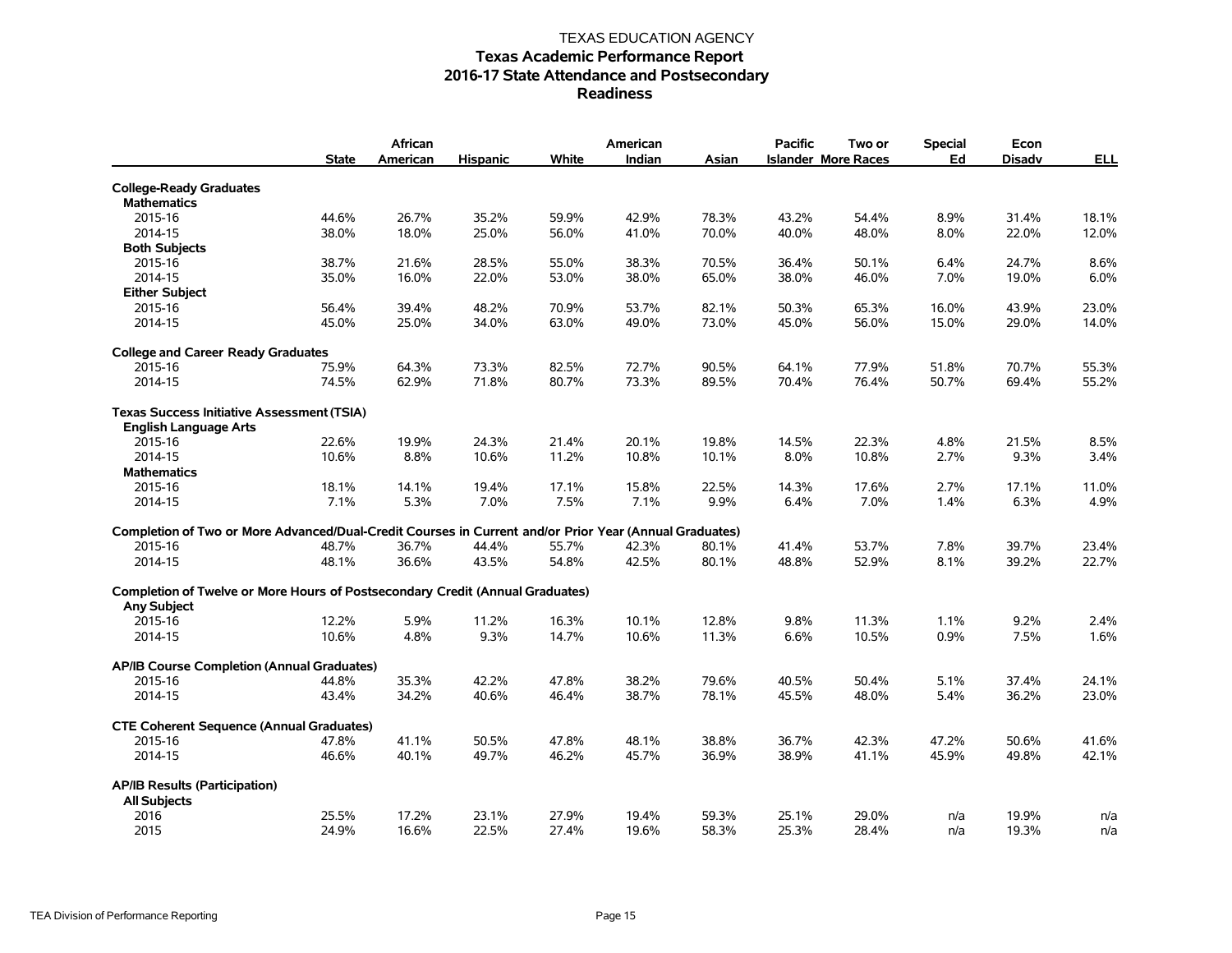TEXAS EDUCATION AGENCY

# Texas Academic Performance Report

## 2016-17 State Attendance and Postsecondary Readiness

| | State | African American | Hispanic | White | American Indian | Asian | Pacific Islander | Two or More Races | Special Ed | Econ Disadv | ELL |
|---|---|---|---|---|---|---|---|---|---|---|---|
| **College-Ready Graduates** | | | | | | | | | | | |
| **Mathematics** | | | | | | | | | | | |
| 2015-16 | 44.6% | 26.7% | 35.2% | 59.9% | 42.9% | 78.3% | 43.2% | 54.4% | 8.9% | 31.4% | 18.1% |
| 2014-15 | 38.0% | 18.0% | 25.0% | 56.0% | 41.0% | 70.0% | 40.0% | 48.0% | 8.0% | 22.0% | 12.0% |
| **Both Subjects** | | | | | | | | | | | |
| 2015-16 | 38.7% | 21.6% | 28.5% | 55.0% | 38.3% | 70.5% | 36.4% | 50.1% | 6.4% | 24.7% | 8.6% |
| 2014-15 | 35.0% | 16.0% | 22.0% | 53.0% | 38.0% | 65.0% | 38.0% | 46.0% | 7.0% | 19.0% | 6.0% |
| **Either Subject** | | | | | | | | | | | |
| 2015-16 | 56.4% | 39.4% | 48.2% | 70.9% | 53.7% | 82.1% | 50.3% | 65.3% | 16.0% | 43.9% | 23.0% |
| 2014-15 | 45.0% | 25.0% | 34.0% | 63.0% | 49.0% | 73.0% | 45.0% | 56.0% | 15.0% | 29.0% | 14.0% |
| **College and Career Ready Graduates** | | | | | | | | | | | |
| 2015-16 | 75.9% | 64.3% | 73.3% | 82.5% | 72.7% | 90.5% | 64.1% | 77.9% | 51.8% | 70.7% | 55.3% |
| 2014-15 | 74.5% | 62.9% | 71.8% | 80.7% | 73.3% | 89.5% | 70.4% | 76.4% | 50.7% | 69.4% | 55.2% |
| **Texas Success Initiative Assessment (TSIA)** | | | | | | | | | | | |
| **English Language Arts** | | | | | | | | | | | |
| 2015-16 | 22.6% | 19.9% | 24.3% | 21.4% | 20.1% | 19.8% | 14.5% | 22.3% | 4.8% | 21.5% | 8.5% |
| 2014-15 | 10.6% | 8.8% | 10.6% | 11.2% | 10.8% | 10.1% | 8.0% | 10.8% | 2.7% | 9.3% | 3.4% |
| **Mathematics** | | | | | | | | | | | |
| 2015-16 | 18.1% | 14.1% | 19.4% | 17.1% | 15.8% | 22.5% | 14.3% | 17.6% | 2.7% | 17.1% | 11.0% |
| 2014-15 | 7.1% | 5.3% | 7.0% | 7.5% | 7.1% | 9.9% | 6.4% | 7.0% | 1.4% | 6.3% | 4.9% |
| **Completion of Two or More Advanced/Dual-Credit Courses in Current and/or Prior Year (Annual Graduates)** | | | | | | | | | | | |
| 2015-16 | 48.7% | 36.7% | 44.4% | 55.7% | 42.3% | 80.1% | 41.4% | 53.7% | 7.8% | 39.7% | 23.4% |
| 2014-15 | 48.1% | 36.6% | 43.5% | 54.8% | 42.5% | 80.1% | 48.8% | 52.9% | 8.1% | 39.2% | 22.7% |
| **Completion of Twelve or More Hours of Postsecondary Credit (Annual Graduates)** | | | | | | | | | | | |
| **Any Subject** | | | | | | | | | | | |
| 2015-16 | 12.2% | 5.9% | 11.2% | 16.3% | 10.1% | 12.8% | 9.8% | 11.3% | 1.1% | 9.2% | 2.4% |
| 2014-15 | 10.6% | 4.8% | 9.3% | 14.7% | 10.6% | 11.3% | 6.6% | 10.5% | 0.9% | 7.5% | 1.6% |
| **AP/IB Course Completion (Annual Graduates)** | | | | | | | | | | | |
| 2015-16 | 44.8% | 35.3% | 42.2% | 47.8% | 38.2% | 79.6% | 40.5% | 50.4% | 5.1% | 37.4% | 24.1% |
| 2014-15 | 43.4% | 34.2% | 40.6% | 46.4% | 38.7% | 78.1% | 45.5% | 48.0% | 5.4% | 36.2% | 23.0% |
| **CTE Coherent Sequence (Annual Graduates)** | | | | | | | | | | | |
| 2015-16 | 47.8% | 41.1% | 50.5% | 47.8% | 48.1% | 38.8% | 36.7% | 42.3% | 47.2% | 50.6% | 41.6% |
| 2014-15 | 46.6% | 40.1% | 49.7% | 46.2% | 45.7% | 36.9% | 38.9% | 41.1% | 45.9% | 49.8% | 42.1% |
| **AP/IB Results (Participation)** | | | | | | | | | | | |
| **All Subjects** | | | | | | | | | | | |
| 2016 | 25.5% | 17.2% | 23.1% | 27.9% | 19.4% | 59.3% | 25.1% | 29.0% | n/a | 19.9% | n/a |
| 2015 | 24.9% | 16.6% | 22.5% | 27.4% | 19.6% | 58.3% | 25.3% | 28.4% | n/a | 19.3% | n/a |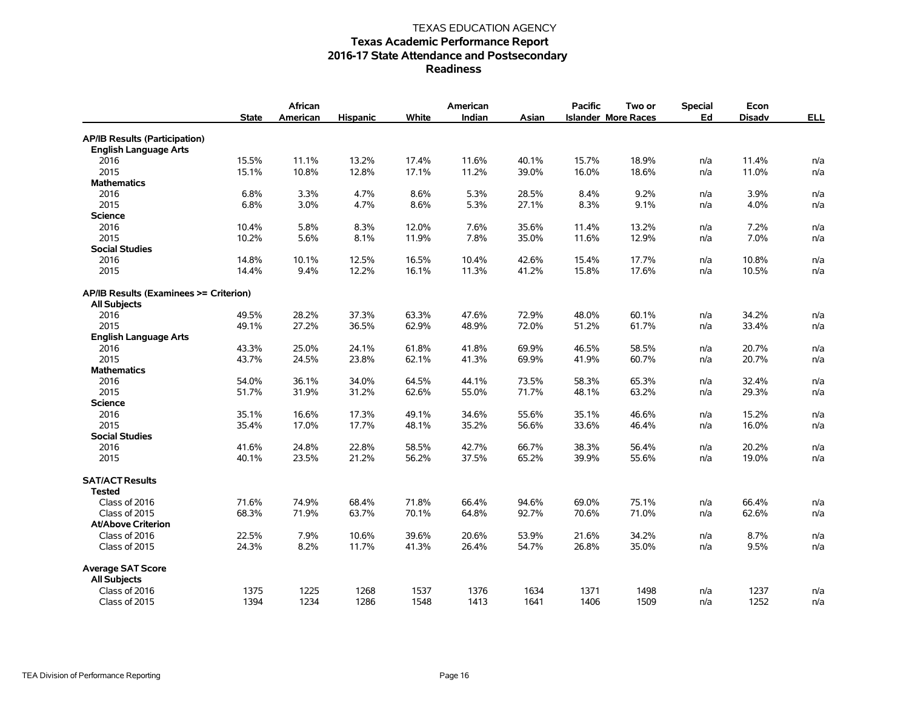TEXAS EDUCATION AGENCY

# Texas Academic Performance Report
## 2016-17 State Attendance and Postsecondary Readiness

| | State | African American | Hispanic | White | American Indian | Asian | Pacific Islander | Two or More Races | Special Ed | Econ Disadv | ELL |
|---|---|---|---|---|---|---|---|---|---|---|---|
| **AP/IB Results (Participation)** | | | | | | | | | | | |
| **English Language Arts** | | | | | | | | | | | |
| 2016 | 15.5% | 11.1% | 13.2% | 17.4% | 11.6% | 40.1% | 15.7% | 18.9% | n/a | 11.4% | n/a |
| 2015 | 15.1% | 10.8% | 12.8% | 17.1% | 11.2% | 39.0% | 16.0% | 18.6% | n/a | 11.0% | n/a |
| **Mathematics** | | | | | | | | | | | |
| 2016 | 6.8% | 3.3% | 4.7% | 8.6% | 5.3% | 28.5% | 8.4% | 9.2% | n/a | 3.9% | n/a |
| 2015 | 6.8% | 3.0% | 4.7% | 8.6% | 5.3% | 27.1% | 8.3% | 9.1% | n/a | 4.0% | n/a |
| **Science** | | | | | | | | | | | |
| 2016 | 10.4% | 5.8% | 8.3% | 12.0% | 7.6% | 35.6% | 11.4% | 13.2% | n/a | 7.2% | n/a |
| 2015 | 10.2% | 5.6% | 8.1% | 11.9% | 7.8% | 35.0% | 11.6% | 12.9% | n/a | 7.0% | n/a |
| **Social Studies** | | | | | | | | | | | |
| 2016 | 14.8% | 10.1% | 12.5% | 16.5% | 10.4% | 42.6% | 15.4% | 17.7% | n/a | 10.8% | n/a |
| 2015 | 14.4% | 9.4% | 12.2% | 16.1% | 11.3% | 41.2% | 15.8% | 17.6% | n/a | 10.5% | n/a |
| **AP/IB Results (Examinees >= Criterion)** | | | | | | | | | | | |
| **All Subjects** | | | | | | | | | | | |
| 2016 | 49.5% | 28.2% | 37.3% | 63.3% | 47.6% | 72.9% | 48.0% | 60.1% | n/a | 34.2% | n/a |
| 2015 | 49.1% | 27.2% | 36.5% | 62.9% | 48.9% | 72.0% | 51.2% | 61.7% | n/a | 33.4% | n/a |
| **English Language Arts** | | | | | | | | | | | |
| 2016 | 43.3% | 25.0% | 24.1% | 61.8% | 41.8% | 69.9% | 46.5% | 58.5% | n/a | 20.7% | n/a |
| 2015 | 43.7% | 24.5% | 23.8% | 62.1% | 41.3% | 69.9% | 41.9% | 60.7% | n/a | 20.7% | n/a |
| **Mathematics** | | | | | | | | | | | |
| 2016 | 54.0% | 36.1% | 34.0% | 64.5% | 44.1% | 73.5% | 58.3% | 65.3% | n/a | 32.4% | n/a |
| 2015 | 51.7% | 31.9% | 31.2% | 62.6% | 55.0% | 71.7% | 48.1% | 63.2% | n/a | 29.3% | n/a |
| **Science** | | | | | | | | | | | |
| 2016 | 35.1% | 16.6% | 17.3% | 49.1% | 34.6% | 55.6% | 35.1% | 46.6% | n/a | 15.2% | n/a |
| 2015 | 35.4% | 17.0% | 17.7% | 48.1% | 35.2% | 56.6% | 33.6% | 46.4% | n/a | 16.0% | n/a |
| **Social Studies** | | | | | | | | | | | |
| 2016 | 41.6% | 24.8% | 22.8% | 58.5% | 42.7% | 66.7% | 38.3% | 56.4% | n/a | 20.2% | n/a |
| 2015 | 40.1% | 23.5% | 21.2% | 56.2% | 37.5% | 65.2% | 39.9% | 55.6% | n/a | 19.0% | n/a |
| **SAT/ACT Results** | | | | | | | | | | | |
| **Tested** | | | | | | | | | | | |
| Class of 2016 | 71.6% | 74.9% | 68.4% | 71.8% | 66.4% | 94.6% | 69.0% | 75.1% | n/a | 66.4% | n/a |
| Class of 2015 | 68.3% | 71.9% | 63.7% | 70.1% | 64.8% | 92.7% | 70.6% | 71.0% | n/a | 62.6% | n/a |
| **At/Above Criterion** | | | | | | | | | | | |
| Class of 2016 | 22.5% | 7.9% | 10.6% | 39.6% | 20.6% | 53.9% | 21.6% | 34.2% | n/a | 8.7% | n/a |
| Class of 2015 | 24.3% | 8.2% | 11.7% | 41.3% | 26.4% | 54.7% | 26.8% | 35.0% | n/a | 9.5% | n/a |
| **Average SAT Score** | | | | | | | | | | | |
| **All Subjects** | | | | | | | | | | | |
| Class of 2016 | 1375 | 1225 | 1268 | 1537 | 1376 | 1634 | 1371 | 1498 | n/a | 1237 | n/a |
| Class of 2015 | 1394 | 1234 | 1286 | 1548 | 1413 | 1641 | 1406 | 1509 | n/a | 1252 | n/a |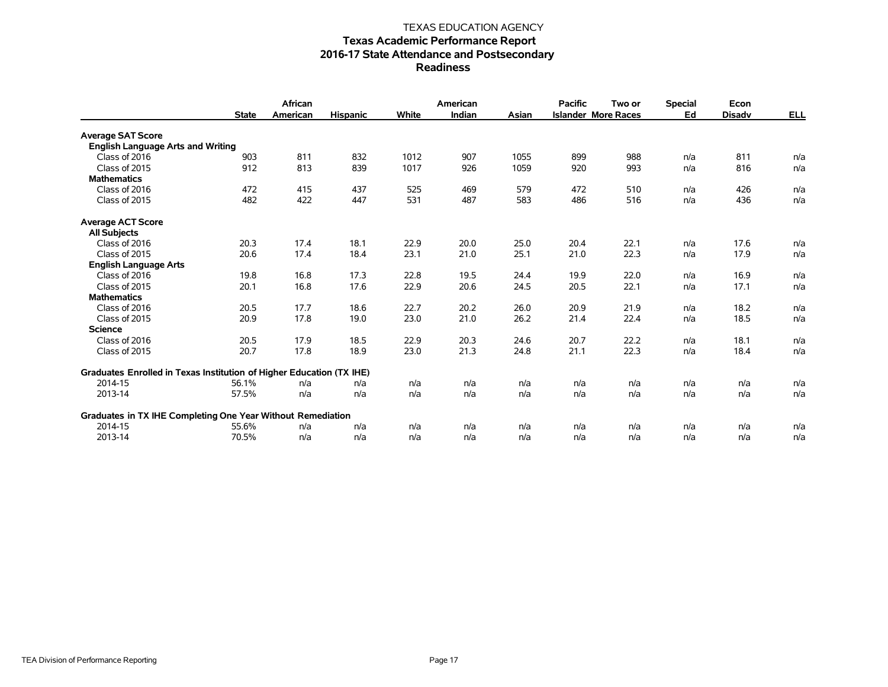TEXAS EDUCATION AGENCY

# Texas Academic Performance Report

## 2016-17 State Attendance and Postsecondary Readiness

| | State | African American | Hispanic | White | American Indian | Asian | Pacific Islander | Two or More Races | Special Ed | Econ Disadv | ELL |
|---|---|---|---|---|---|---|---|---|---|---|---|
| **Average SAT Score** | | | | | | | | | | | |
| **English Language Arts and Writing** | | | | | | | | | | | |
| Class of 2016 | 903 | 811 | 832 | 1012 | 907 | 1055 | 899 | 988 | n/a | 811 | n/a |
| Class of 2015 | 912 | 813 | 839 | 1017 | 926 | 1059 | 920 | 993 | n/a | 816 | n/a |
| **Mathematics** | | | | | | | | | | | |
| Class of 2016 | 472 | 415 | 437 | 525 | 469 | 579 | 472 | 510 | n/a | 426 | n/a |
| Class of 2015 | 482 | 422 | 447 | 531 | 487 | 583 | 486 | 516 | n/a | 436 | n/a |
| **Average ACT Score** | | | | | | | | | | | |
| **All Subjects** | | | | | | | | | | | |
| Class of 2016 | 20.3 | 17.4 | 18.1 | 22.9 | 20.0 | 25.0 | 20.4 | 22.1 | n/a | 17.6 | n/a |
| Class of 2015 | 20.6 | 17.4 | 18.4 | 23.1 | 21.0 | 25.1 | 21.0 | 22.3 | n/a | 17.9 | n/a |
| **English Language Arts** | | | | | | | | | | | |
| Class of 2016 | 19.8 | 16.8 | 17.3 | 22.8 | 19.5 | 24.4 | 19.9 | 22.0 | n/a | 16.9 | n/a |
| Class of 2015 | 20.1 | 16.8 | 17.6 | 22.9 | 20.6 | 24.5 | 20.5 | 22.1 | n/a | 17.1 | n/a |
| **Mathematics** | | | | | | | | | | | |
| Class of 2016 | 20.5 | 17.7 | 18.6 | 22.7 | 20.2 | 26.0 | 20.9 | 21.9 | n/a | 18.2 | n/a |
| Class of 2015 | 20.9 | 17.8 | 19.0 | 23.0 | 21.0 | 26.2 | 21.4 | 22.4 | n/a | 18.5 | n/a |
| **Science** | | | | | | | | | | | |
| Class of 2016 | 20.5 | 17.9 | 18.5 | 22.9 | 20.3 | 24.6 | 20.7 | 22.2 | n/a | 18.1 | n/a |
| Class of 2015 | 20.7 | 17.8 | 18.9 | 23.0 | 21.3 | 24.8 | 21.1 | 22.3 | n/a | 18.4 | n/a |
| **Graduates Enrolled in Texas Institution of Higher Education (TX IHE)** | | | | | | | | | | | |
| 2014-15 | 56.1% | n/a | n/a | n/a | n/a | n/a | n/a | n/a | n/a | n/a | n/a |
| 2013-14 | 57.5% | n/a | n/a | n/a | n/a | n/a | n/a | n/a | n/a | n/a | n/a |
| **Graduates in TX IHE Completing One Year Without Remediation** | | | | | | | | | | | |
| 2014-15 | 55.6% | n/a | n/a | n/a | n/a | n/a | n/a | n/a | n/a | n/a | n/a |
| 2013-14 | 70.5% | n/a | n/a | n/a | n/a | n/a | n/a | n/a | n/a | n/a | n/a |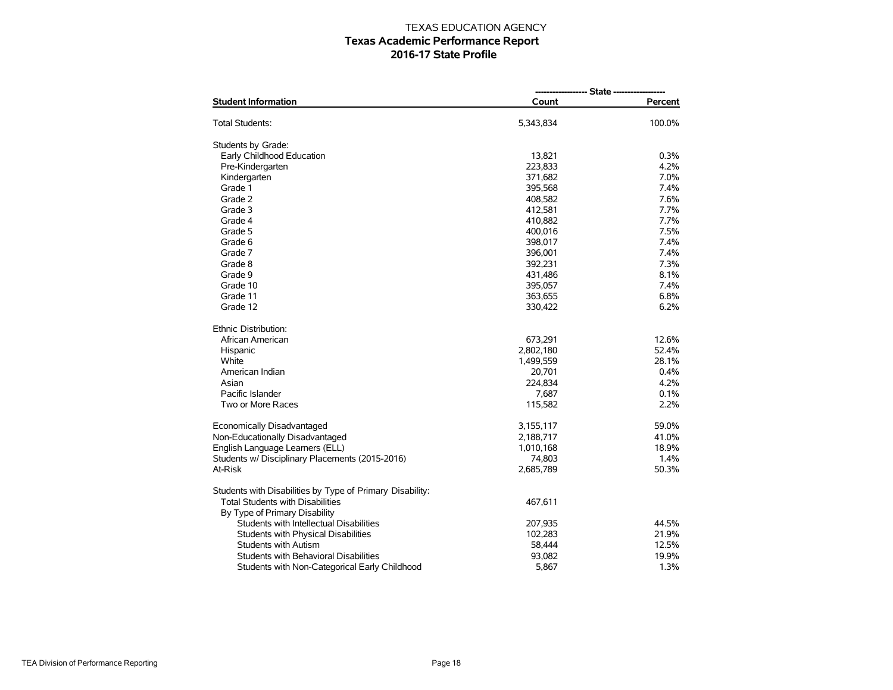TEXAS EDUCATION AGENCY

**Texas Academic Performance Report**

**2016-17 State Profile**

| Student Information | State Count | State Percent |
|---|---|---|
| Total Students: | 5,343,834 | 100.0% |
| Students by Grade: | | |
| Early Childhood Education | 13,821 | 0.3% |
| Pre-Kindergarten | 223,833 | 4.2% |
| Kindergarten | 371,682 | 7.0% |
| Grade 1 | 395,568 | 7.4% |
| Grade 2 | 408,582 | 7.6% |
| Grade 3 | 412,581 | 7.7% |
| Grade 4 | 410,882 | 7.7% |
| Grade 5 | 400,016 | 7.5% |
| Grade 6 | 398,017 | 7.4% |
| Grade 7 | 396,001 | 7.4% |
| Grade 8 | 392,231 | 7.3% |
| Grade 9 | 431,486 | 8.1% |
| Grade 10 | 395,057 | 7.4% |
| Grade 11 | 363,655 | 6.8% |
| Grade 12 | 330,422 | 6.2% |
| Ethnic Distribution: | | |
| African American | 673,291 | 12.6% |
| Hispanic | 2,802,180 | 52.4% |
| White | 1,499,559 | 28.1% |
| American Indian | 20,701 | 0.4% |
| Asian | 224,834 | 4.2% |
| Pacific Islander | 7,687 | 0.1% |
| Two or More Races | 115,582 | 2.2% |
| Economically Disadvantaged | 3,155,117 | 59.0% |
| Non-Educationally Disadvantaged | 2,188,717 | 41.0% |
| English Language Learners (ELL) | 1,010,168 | 18.9% |
| Students w/ Disciplinary Placements (2015-2016) | 74,803 | 1.4% |
| At-Risk | 2,685,789 | 50.3% |
| Students with Disabilities by Type of Primary Disability: | | |
| Total Students with Disabilities | 467,611 | |
| By Type of Primary Disability | | |
| Students with Intellectual Disabilities | 207,935 | 44.5% |
| Students with Physical Disabilities | 102,283 | 21.9% |
| Students with Autism | 58,444 | 12.5% |
| Students with Behavioral Disabilities | 93,082 | 19.9% |
| Students with Non-Categorical Early Childhood | 5,867 | 1.3% |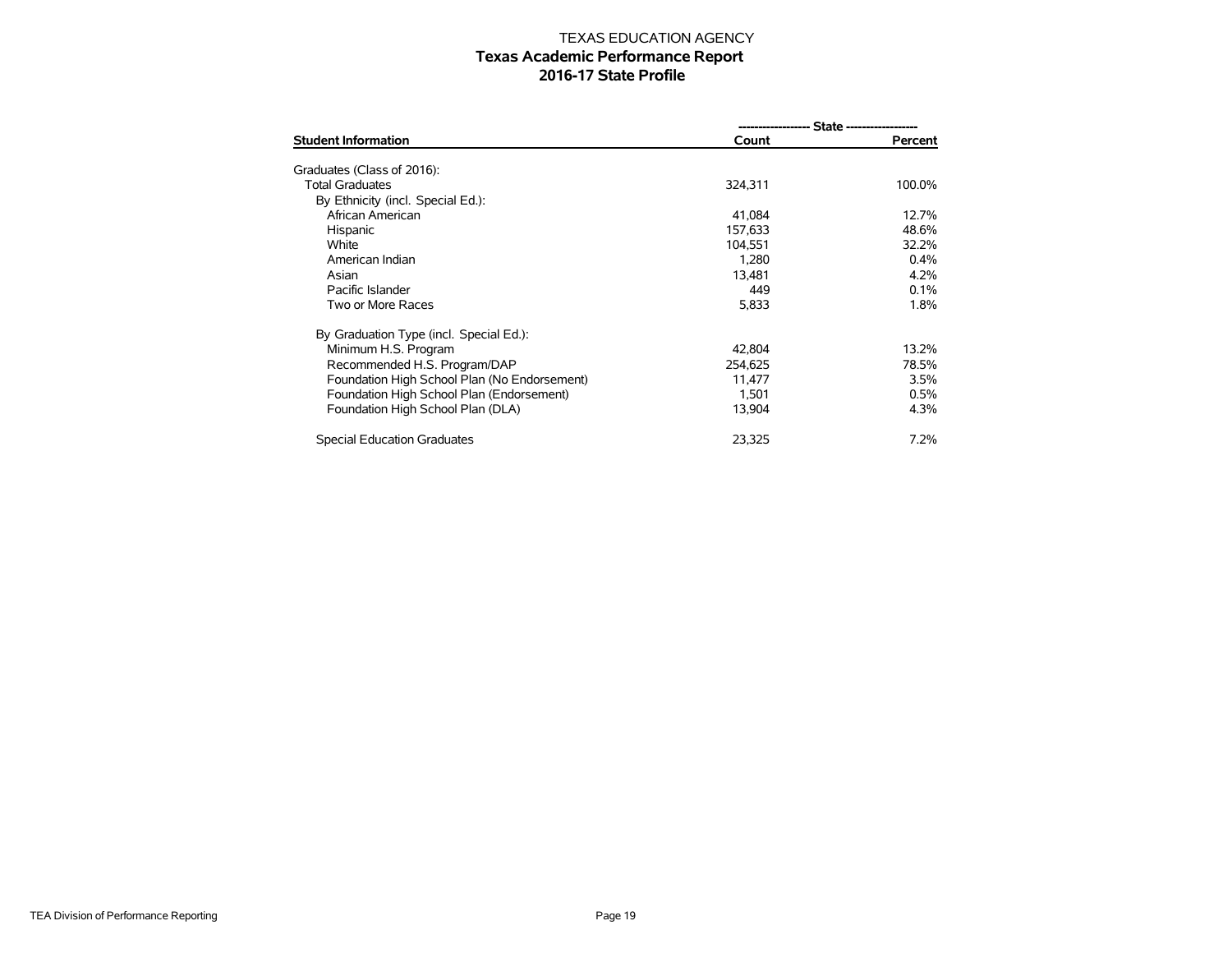TEXAS EDUCATION AGENCY

# Texas Academic Performance Report

## 2016-17 State Profile

| Student Information | State Count | State Percent |
|---|---|---|
| Graduates (Class of 2016): | | |
| Total Graduates | 324,311 | 100.0% |
| By Ethnicity (incl. Special Ed.): | | |
| African American | 41,084 | 12.7% |
| Hispanic | 157,633 | 48.6% |
| White | 104,551 | 32.2% |
| American Indian | 1,280 | 0.4% |
| Asian | 13,481 | 4.2% |
| Pacific Islander | 449 | 0.1% |
| Two or More Races | 5,833 | 1.8% |
| By Graduation Type (incl. Special Ed.): | | |
| Minimum H.S. Program | 42,804 | 13.2% |
| Recommended H.S. Program/DAP | 254,625 | 78.5% |
| Foundation High School Plan (No Endorsement) | 11,477 | 3.5% |
| Foundation High School Plan (Endorsement) | 1,501 | 0.5% |
| Foundation High School Plan (DLA) | 13,904 | 4.3% |
| Special Education Graduates | 23,325 | 7.2% |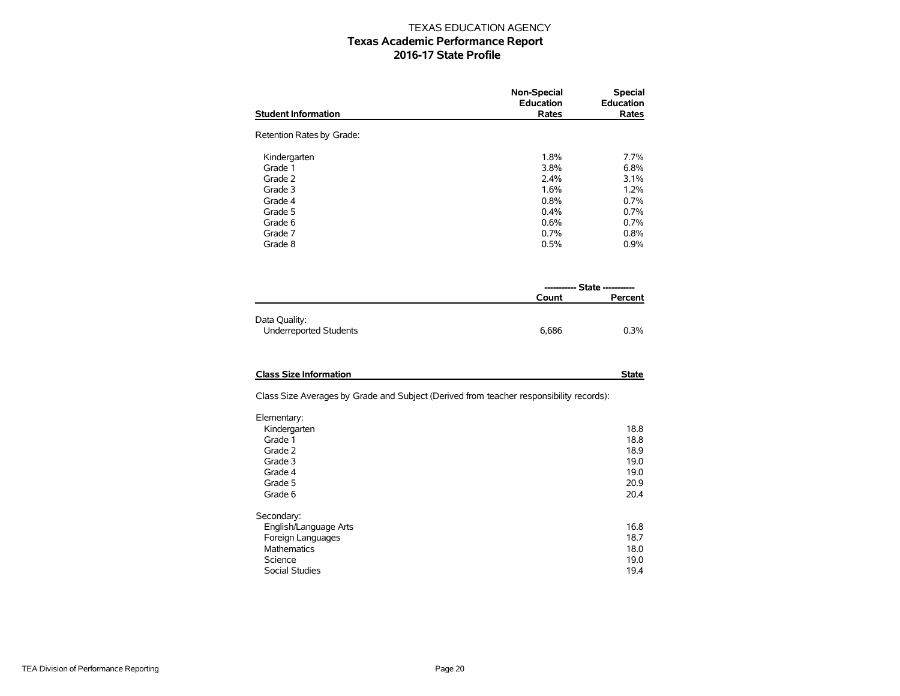TEXAS EDUCATION AGENCY

# Texas Academic Performance Report

## 2016-17 State Profile

| Student Information | Non-Special Education Rates | Special Education Rates |
|---|---|---|
| Retention Rates by Grade: | | |
| Kindergarten | 1.8% | 7.7% |
| Grade 1 | 3.8% | 6.8% |
| Grade 2 | 2.4% | 3.1% |
| Grade 3 | 1.6% | 1.2% |
| Grade 4 | 0.8% | 0.7% |
| Grade 5 | 0.4% | 0.7% |
| Grade 6 | 0.6% | 0.7% |
| Grade 7 | 0.7% | 0.8% |
| Grade 8 | 0.5% | 0.9% |

| | State | |
|---|---|---|
| | Count | Percent |
| Data Quality: | | |
| Underreported Students | 6,686 | 0.3% |

| Class Size Information | State |
|---|---|
| Class Size Averages by Grade and Subject (Derived from teacher responsibility records): | |
| Elementary: | |
| Kindergarten | 18.8 |
| Grade 1 | 18.8 |
| Grade 2 | 18.9 |
| Grade 3 | 19.0 |
| Grade 4 | 19.0 |
| Grade 5 | 20.9 |
| Grade 6 | 20.4 |
| Secondary: | |
| English/Language Arts | 16.8 |
| Foreign Languages | 18.7 |
| Mathematics | 18.0 |
| Science | 19.0 |
| Social Studies | 19.4 |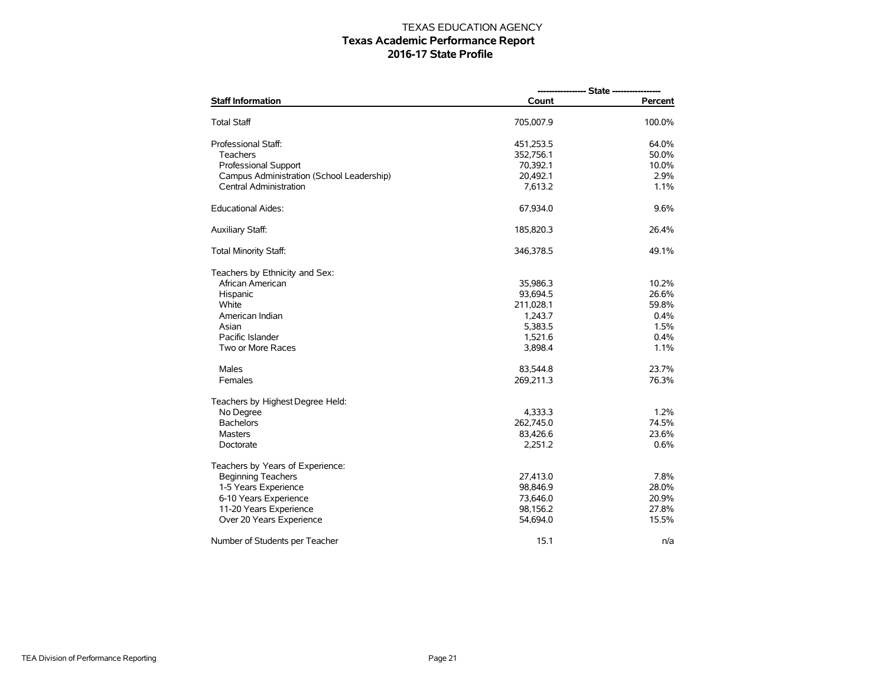TEXAS EDUCATION AGENCY

**Texas Academic Performance Report**

**2016-17 State Profile**

| Staff Information | State Count | State Percent |
|---|---|---|
| Total Staff | 705,007.9 | 100.0% |
| Professional Staff: | 451,253.5 | 64.0% |
| Teachers | 352,756.1 | 50.0% |
| Professional Support | 70,392.1 | 10.0% |
| Campus Administration (School Leadership) | 20,492.1 | 2.9% |
| Central Administration | 7,613.2 | 1.1% |
| Educational Aides: | 67,934.0 | 9.6% |
| Auxiliary Staff: | 185,820.3 | 26.4% |
| Total Minority Staff: | 346,378.5 | 49.1% |
| Teachers by Ethnicity and Sex: | | |
| African American | 35,986.3 | 10.2% |
| Hispanic | 93,694.5 | 26.6% |
| White | 211,028.1 | 59.8% |
| American Indian | 1,243.7 | 0.4% |
| Asian | 5,383.5 | 1.5% |
| Pacific Islander | 1,521.6 | 0.4% |
| Two or More Races | 3,898.4 | 1.1% |
| Males | 83,544.8 | 23.7% |
| Females | 269,211.3 | 76.3% |
| Teachers by Highest Degree Held: | | |
| No Degree | 4,333.3 | 1.2% |
| Bachelors | 262,745.0 | 74.5% |
| Masters | 83,426.6 | 23.6% |
| Doctorate | 2,251.2 | 0.6% |
| Teachers by Years of Experience: | | |
| Beginning Teachers | 27,413.0 | 7.8% |
| 1-5 Years Experience | 98,846.9 | 28.0% |
| 6-10 Years Experience | 73,646.0 | 20.9% |
| 11-20 Years Experience | 98,156.2 | 27.8% |
| Over 20 Years Experience | 54,694.0 | 15.5% |
| Number of Students per Teacher | 15.1 | n/a |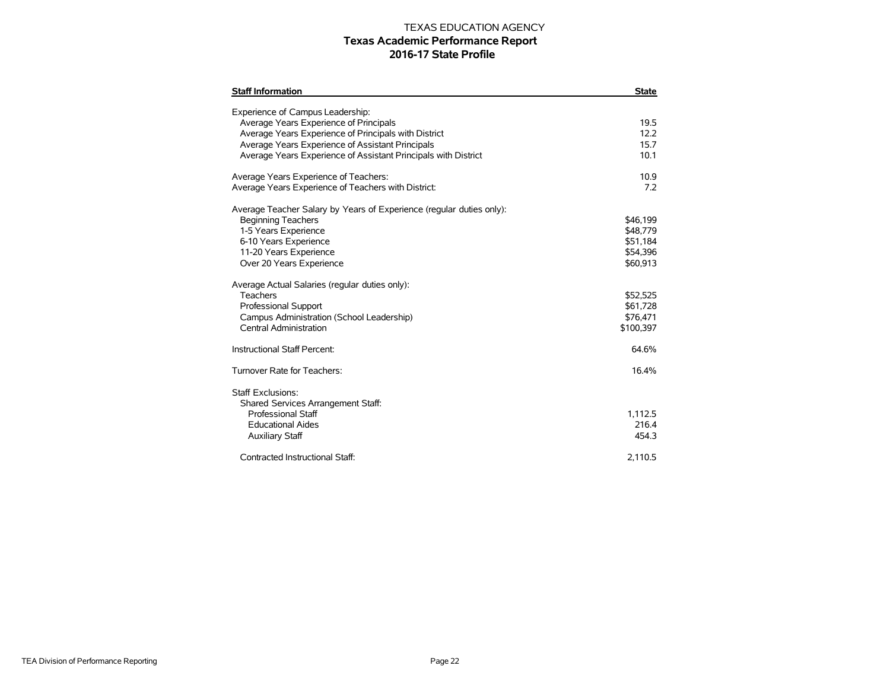TEXAS EDUCATION AGENCY

# Texas Academic Performance Report

## 2016-17 State Profile

| Staff Information | State |
|---|---|
| Experience of Campus Leadership: | |
| Average Years Experience of Principals | 19.5 |
| Average Years Experience of Principals with District | 12.2 |
| Average Years Experience of Assistant Principals | 15.7 |
| Average Years Experience of Assistant Principals with District | 10.1 |
| | |
| Average Years Experience of Teachers: | 10.9 |
| Average Years Experience of Teachers with District: | 7.2 |
| | |
| Average Teacher Salary by Years of Experience (regular duties only): | |
| Beginning Teachers | $46,199 |
| 1-5 Years Experience | $48,779 |
| 6-10 Years Experience | $51,184 |
| 11-20 Years Experience | $54,396 |
| Over 20 Years Experience | $60,913 |
| | |
| Average Actual Salaries (regular duties only): | |
| Teachers | $52,525 |
| Professional Support | $61,728 |
| Campus Administration (School Leadership) | $76,471 |
| Central Administration | $100,397 |
| | |
| Instructional Staff Percent: | 64.6% |
| | |
| Turnover Rate for Teachers: | 16.4% |
| | |
| Staff Exclusions: | |
| Shared Services Arrangement Staff: | |
| Professional Staff | 1,112.5 |
| Educational Aides | 216.4 |
| Auxiliary Staff | 454.3 |
| | |
| Contracted Instructional Staff: | 2,110.5 |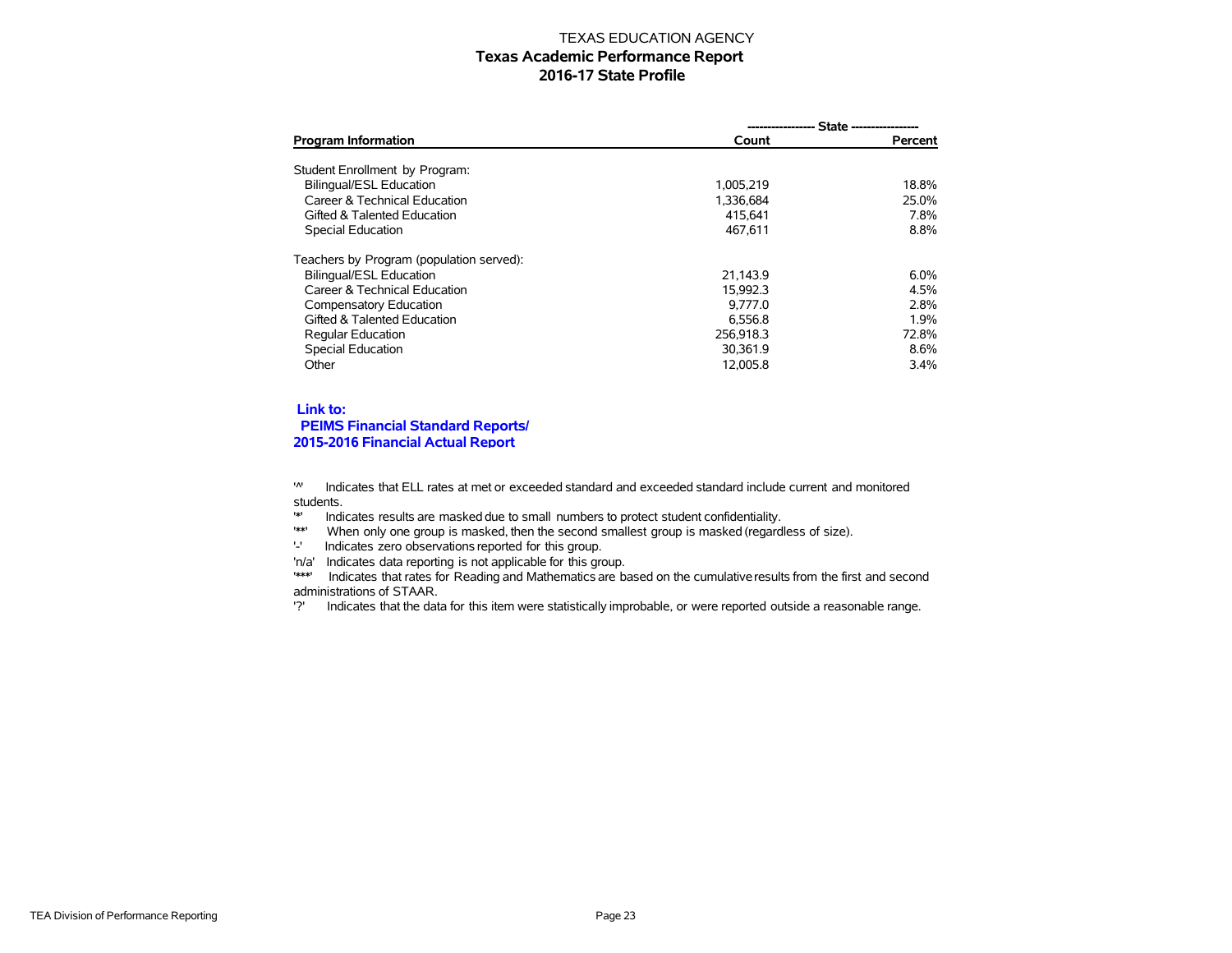TEXAS EDUCATION AGENCY

# Texas Academic Performance Report

## 2016-17 State Profile

| Program Information | State Count | State Percent |
|---|---|---|
| Student Enrollment by Program: | | |
| Bilingual/ESL Education | 1,005,219 | 18.8% |
| Career & Technical Education | 1,336,684 | 25.0% |
| Gifted & Talented Education | 415,641 | 7.8% |
| Special Education | 467,611 | 8.8% |
| Teachers by Program (population served): | | |
| Bilingual/ESL Education | 21,143.9 | 6.0% |
| Career & Technical Education | 15,992.3 | 4.5% |
| Compensatory Education | 9,777.0 | 2.8% |
| Gifted & Talented Education | 6,556.8 | 1.9% |
| Regular Education | 256,918.3 | 72.8% |
| Special Education | 30,361.9 | 8.6% |
| Other | 12,005.8 | 3.4% |

**Link to:**
**PEIMS Financial Standard Reports/**
**2015-2016 Financial Actual Report**

'^' Indicates that ELL rates at met or exceeded standard and exceeded standard include current and monitored students.
'*' Indicates results are masked due to small numbers to protect student confidentiality.
'**' When only one group is masked, then the second smallest group is masked (regardless of size).
'-' Indicates zero observations reported for this group.
'n/a' Indicates data reporting is not applicable for this group.
'***' Indicates that rates for Reading and Mathematics are based on the cumulative results from the first and second administrations of STAAR.
'?' Indicates that the data for this item were statistically improbable, or were reported outside a reasonable range.